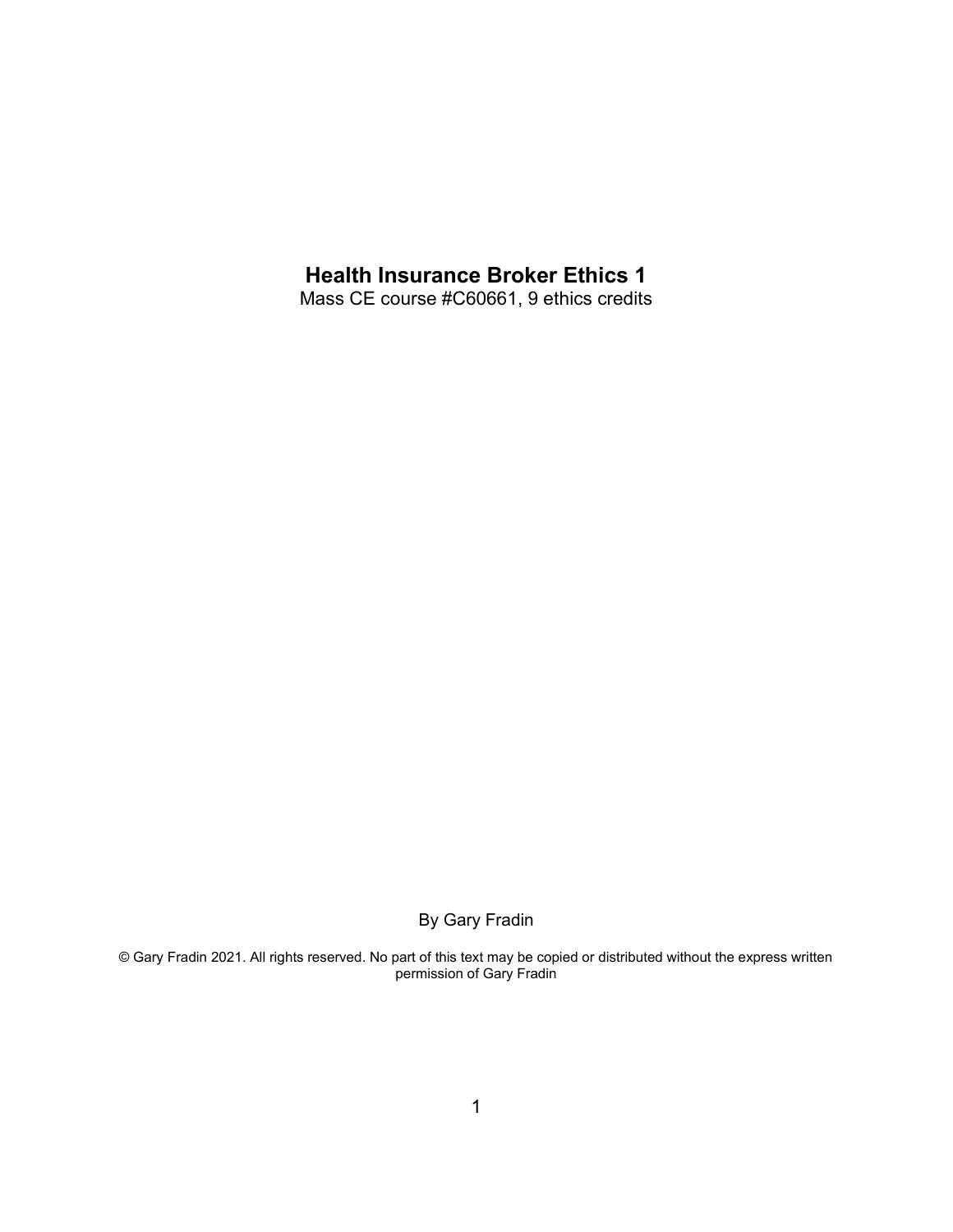# Health Insurance Broker Ethics 1

Mass CE course #C60661, 9 ethics credits

By Gary Fradin

© Gary Fradin 2021. All rights reserved. No part of this text may be copied or distributed without the express written permission of Gary Fradin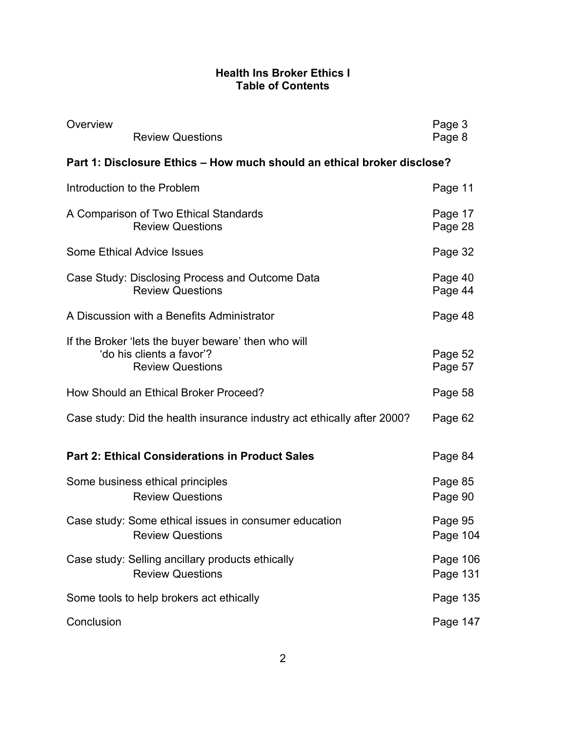# Health Ins Broker Ethics I
## Table of Contents

| | |
|---|---|
| Overview | Page 3 |
| Review Questions | Page 8 |
| **Part 1: Disclosure Ethics – How much should an ethical broker disclose?** | |
| Introduction to the Problem | Page 11 |
| A Comparison of Two Ethical Standards | Page 17 |
| Review Questions | Page 28 |
| Some Ethical Advice Issues | Page 32 |
| Case Study: Disclosing Process and Outcome Data | Page 40 |
| Review Questions | Page 44 |
| A Discussion with a Benefits Administrator | Page 48 |
| If the Broker 'lets the buyer beware' then who will 'do his clients a favor'? | Page 52 |
| Review Questions | Page 57 |
| How Should an Ethical Broker Proceed? | Page 58 |
| Case study: Did the health insurance industry act ethically after 2000? | Page 62 |
| **Part 2: Ethical Considerations in Product Sales** | Page 84 |
| Some business ethical principles | Page 85 |
| Review Questions | Page 90 |
| Case study: Some ethical issues in consumer education | Page 95 |
| Review Questions | Page 104 |
| Case study: Selling ancillary products ethically | Page 106 |
| Review Questions | Page 131 |
| Some tools to help brokers act ethically | Page 135 |
| Conclusion | Page 147 |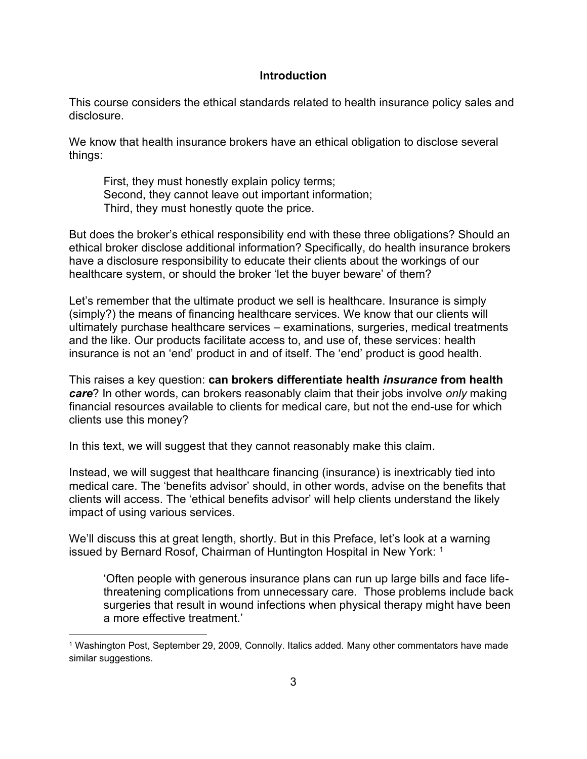## Introduction

This course considers the ethical standards related to health insurance policy sales and disclosure.

We know that health insurance brokers have an ethical obligation to disclose several things:

> First, they must honestly explain policy terms;
> Second, they cannot leave out important information;
> Third, they must honestly quote the price.

But does the broker's ethical responsibility end with these three obligations? Should an ethical broker disclose additional information? Specifically, do health insurance brokers have a disclosure responsibility to educate their clients about the workings of our healthcare system, or should the broker 'let the buyer beware' of them?

Let's remember that the ultimate product we sell is healthcare. Insurance is simply (simply?) the means of financing healthcare services. We know that our clients will ultimately purchase healthcare services – examinations, surgeries, medical treatments and the like. Our products facilitate access to, and use of, these services: health insurance is not an 'end' product in and of itself. The 'end' product is good health.

This raises a key question: **can brokers differentiate health *insurance* from health *care*?** In other words, can brokers reasonably claim that their jobs involve *only* making financial resources available to clients for medical care, but not the end-use for which clients use this money?

In this text, we will suggest that they cannot reasonably make this claim.

Instead, we will suggest that healthcare financing (insurance) is inextricably tied into medical care. The 'benefits advisor' should, in other words, advise on the benefits that clients will access. The 'ethical benefits advisor' will help clients understand the likely impact of using various services.

We'll discuss this at great length, shortly. But in this Preface, let's look at a warning issued by Bernard Rosof, Chairman of Huntington Hospital in New York: [1]

> 'Often people with generous insurance plans can run up large bills and face life-threatening complications from unnecessary care. Those problems include back surgeries that result in wound infections when physical therapy might have been a more effective treatment.'

---

[1] Washington Post, September 29, 2009, Connolly. Italics added. Many other commentators have made similar suggestions.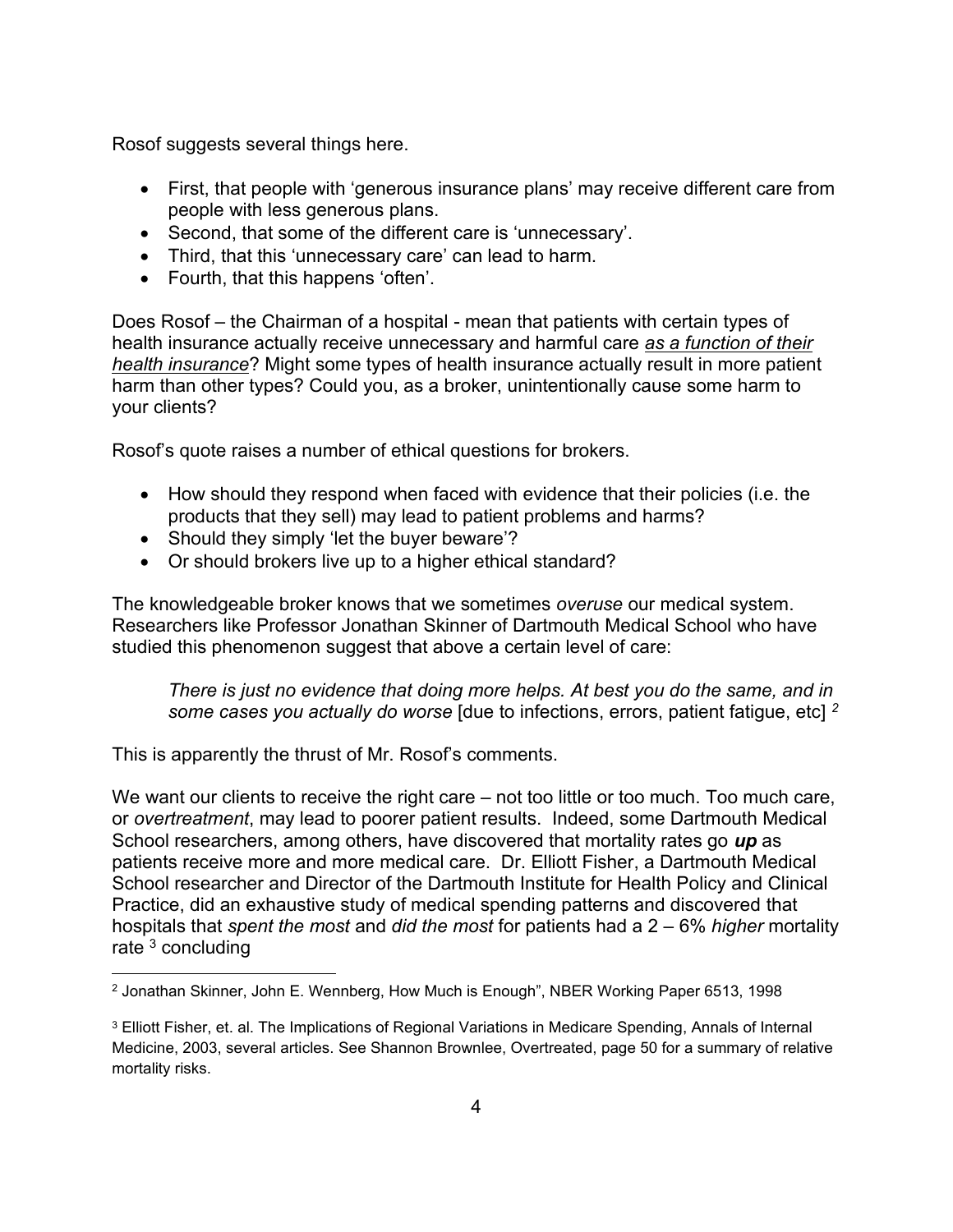Rosof suggests several things here.

- First, that people with 'generous insurance plans' may receive different care from people with less generous plans.
- Second, that some of the different care is 'unnecessary'.
- Third, that this 'unnecessary care' can lead to harm.
- Fourth, that this happens 'often'.

Does Rosof – the Chairman of a hospital - mean that patients with certain types of health insurance actually receive unnecessary and harmful care ***as a function of their health insurance***? Might some types of health insurance actually result in more patient harm than other types? Could you, as a broker, unintentionally cause some harm to your clients?

Rosof's quote raises a number of ethical questions for brokers.

- How should they respond when faced with evidence that their policies (i.e. the products that they sell) may lead to patient problems and harms?
- Should they simply 'let the buyer beware'?
- Or should brokers live up to a higher ethical standard?

The knowledgeable broker knows that we sometimes *overuse* our medical system. Researchers like Professor Jonathan Skinner of Dartmouth Medical School who have studied this phenomenon suggest that above a certain level of care:

> *There is just no evidence that doing more helps. At best you do the same, and in some cases you actually do worse* [due to infections, errors, patient fatigue, etc] [2]

This is apparently the thrust of Mr. Rosof's comments.

We want our clients to receive the right care – not too little or too much. Too much care, or *overtreatment*, may lead to poorer patient results. Indeed, some Dartmouth Medical School researchers, among others, have discovered that mortality rates go ***up*** as patients receive more and more medical care. Dr. Elliott Fisher, a Dartmouth Medical School researcher and Director of the Dartmouth Institute for Health Policy and Clinical Practice, did an exhaustive study of medical spending patterns and discovered that hospitals that *spent the most* and *did the most* for patients had a 2 – 6% *higher* mortality rate [3] concluding

---

[2] Jonathan Skinner, John E. Wennberg, How Much is Enough", NBER Working Paper 6513, 1998

[3] Elliott Fisher, et. al. The Implications of Regional Variations in Medicare Spending, Annals of Internal Medicine, 2003, several articles. See Shannon Brownlee, Overtreated, page 50 for a summary of relative mortality risks.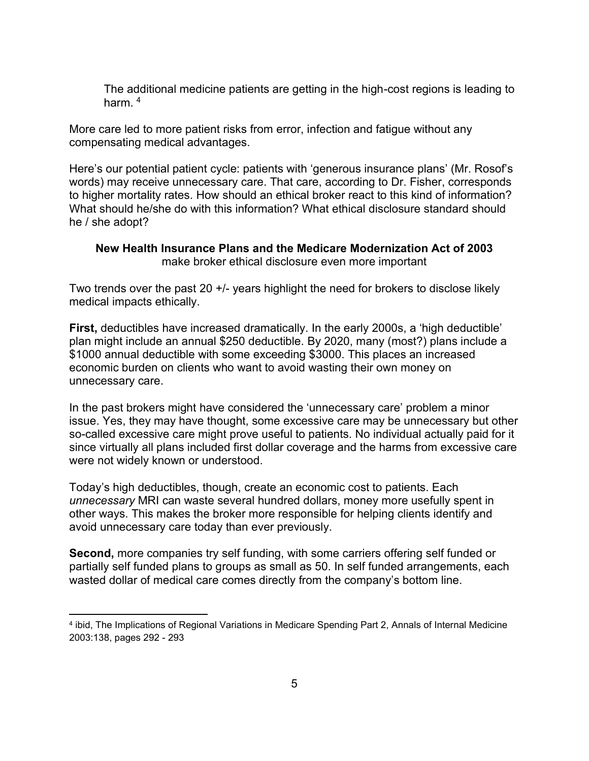> The additional medicine patients are getting in the high-cost regions is leading to harm. [4]

More care led to more patient risks from error, infection and fatigue without any compensating medical advantages.

Here's our potential patient cycle: patients with 'generous insurance plans' (Mr. Rosof's words) may receive unnecessary care. That care, according to Dr. Fisher, corresponds to higher mortality rates. How should an ethical broker react to this kind of information? What should he/she do with this information? What ethical disclosure standard should he / she adopt?

**New Health Insurance Plans and the Medicare Modernization Act of 2003**
make broker ethical disclosure even more important

Two trends over the past 20 +/- years highlight the need for brokers to disclose likely medical impacts ethically.

**First,** deductibles have increased dramatically. In the early 2000s, a 'high deductible' plan might include an annual $250 deductible. By 2020, many (most?) plans include a $1000 annual deductible with some exceeding $3000. This places an increased economic burden on clients who want to avoid wasting their own money on unnecessary care.

In the past brokers might have considered the 'unnecessary care' problem a minor issue. Yes, they may have thought, some excessive care may be unnecessary but other so-called excessive care might prove useful to patients. No individual actually paid for it since virtually all plans included first dollar coverage and the harms from excessive care were not widely known or understood.

Today's high deductibles, though, create an economic cost to patients. Each *unnecessary* MRI can waste several hundred dollars, money more usefully spent in other ways. This makes the broker more responsible for helping clients identify and avoid unnecessary care today than ever previously.

**Second,** more companies try self funding, with some carriers offering self funded or partially self funded plans to groups as small as 50. In self funded arrangements, each wasted dollar of medical care comes directly from the company's bottom line.

---

[4] ibid, The Implications of Regional Variations in Medicare Spending Part 2, Annals of Internal Medicine 2003:138, pages 292 - 293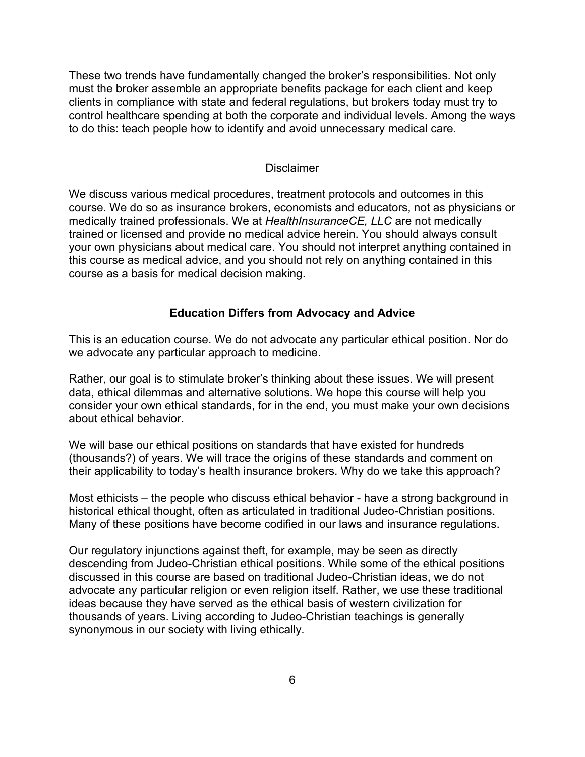These two trends have fundamentally changed the broker's responsibilities. Not only must the broker assemble an appropriate benefits package for each client and keep clients in compliance with state and federal regulations, but brokers today must try to control healthcare spending at both the corporate and individual levels. Among the ways to do this: teach people how to identify and avoid unnecessary medical care.

## Disclaimer

We discuss various medical procedures, treatment protocols and outcomes in this course. We do so as insurance brokers, economists and educators, not as physicians or medically trained professionals. We at *HealthInsuranceCE, LLC* are not medically trained or licensed and provide no medical advice herein. You should always consult your own physicians about medical care. You should not interpret anything contained in this course as medical advice, and you should not rely on anything contained in this course as a basis for medical decision making.

## Education Differs from Advocacy and Advice

This is an education course. We do not advocate any particular ethical position. Nor do we advocate any particular approach to medicine.

Rather, our goal is to stimulate broker's thinking about these issues. We will present data, ethical dilemmas and alternative solutions. We hope this course will help you consider your own ethical standards, for in the end, you must make your own decisions about ethical behavior.

We will base our ethical positions on standards that have existed for hundreds (thousands?) of years. We will trace the origins of these standards and comment on their applicability to today's health insurance brokers. Why do we take this approach?

Most ethicists – the people who discuss ethical behavior - have a strong background in historical ethical thought, often as articulated in traditional Judeo-Christian positions. Many of these positions have become codified in our laws and insurance regulations.

Our regulatory injunctions against theft, for example, may be seen as directly descending from Judeo-Christian ethical positions. While some of the ethical positions discussed in this course are based on traditional Judeo-Christian ideas, we do not advocate any particular religion or even religion itself. Rather, we use these traditional ideas because they have served as the ethical basis of western civilization for thousands of years. Living according to Judeo-Christian teachings is generally synonymous in our society with living ethically.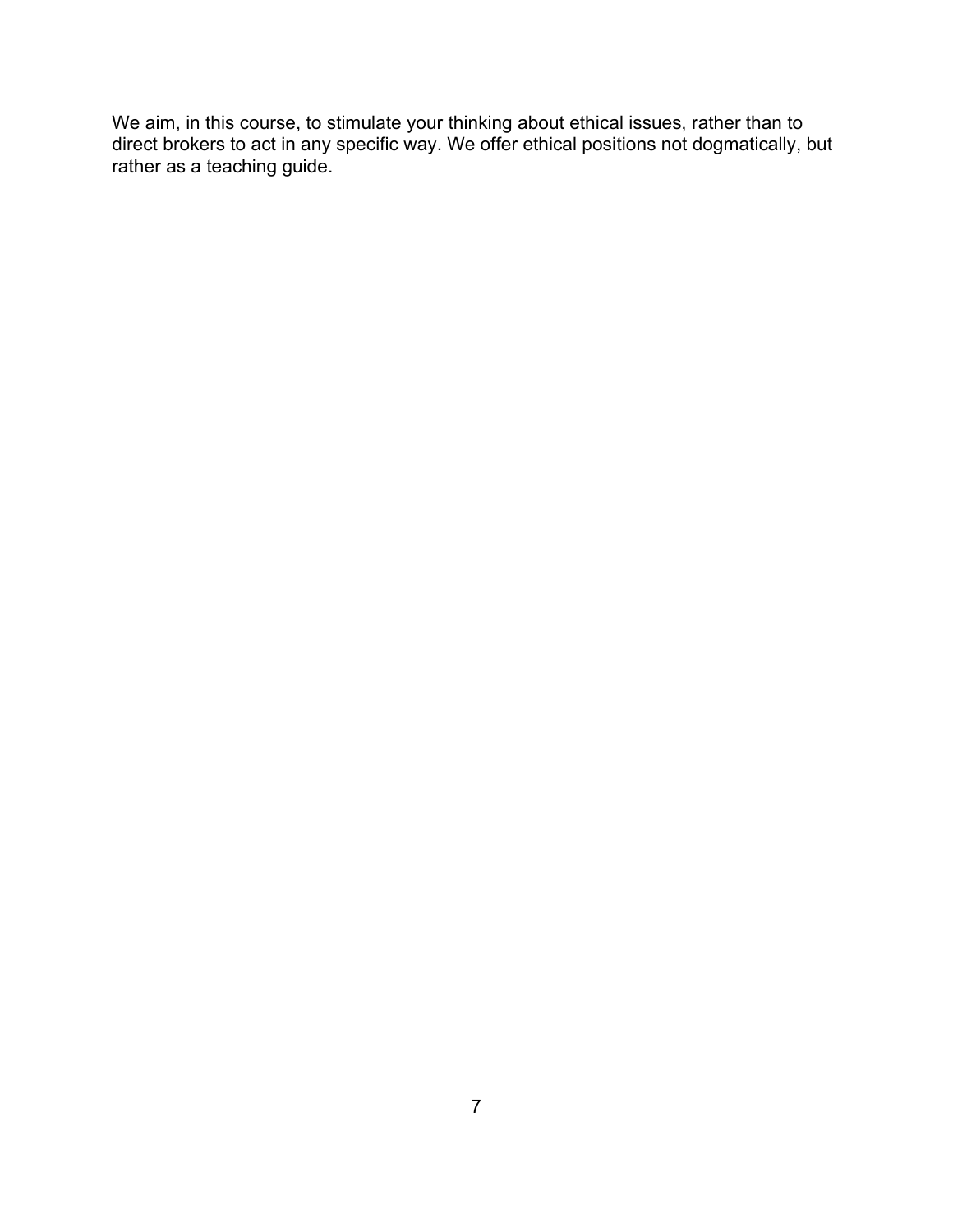We aim, in this course, to stimulate your thinking about ethical issues, rather than to direct brokers to act in any specific way. We offer ethical positions not dogmatically, but rather as a teaching guide.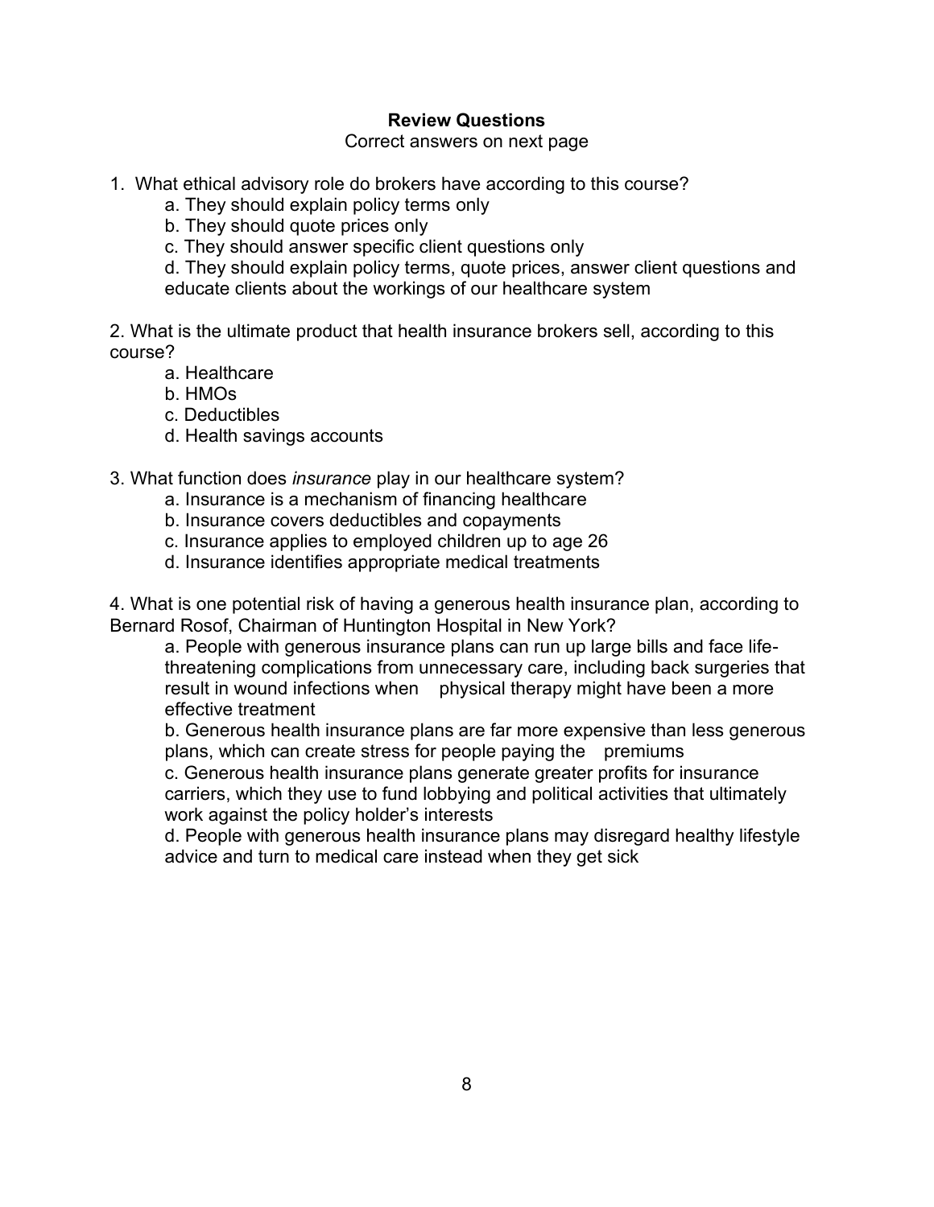**Review Questions**

Correct answers on next page

1. What ethical advisory role do brokers have according to this course?
   a. They should explain policy terms only
   b. They should quote prices only
   c. They should answer specific client questions only
   d. They should explain policy terms, quote prices, answer client questions and educate clients about the workings of our healthcare system

2. What is the ultimate product that health insurance brokers sell, according to this course?
   a. Healthcare
   b. HMOs
   c. Deductibles
   d. Health savings accounts

3. What function does *insurance* play in our healthcare system?
   a. Insurance is a mechanism of financing healthcare
   b. Insurance covers deductibles and copayments
   c. Insurance applies to employed children up to age 26
   d. Insurance identifies appropriate medical treatments

4. What is one potential risk of having a generous health insurance plan, according to Bernard Rosof, Chairman of Huntington Hospital in New York?
   a. People with generous insurance plans can run up large bills and face life-threatening complications from unnecessary care, including back surgeries that result in wound infections when physical therapy might have been a more effective treatment
   b. Generous health insurance plans are far more expensive than less generous plans, which can create stress for people paying the premiums
   c. Generous health insurance plans generate greater profits for insurance carriers, which they use to fund lobbying and political activities that ultimately work against the policy holder's interests
   d. People with generous health insurance plans may disregard healthy lifestyle advice and turn to medical care instead when they get sick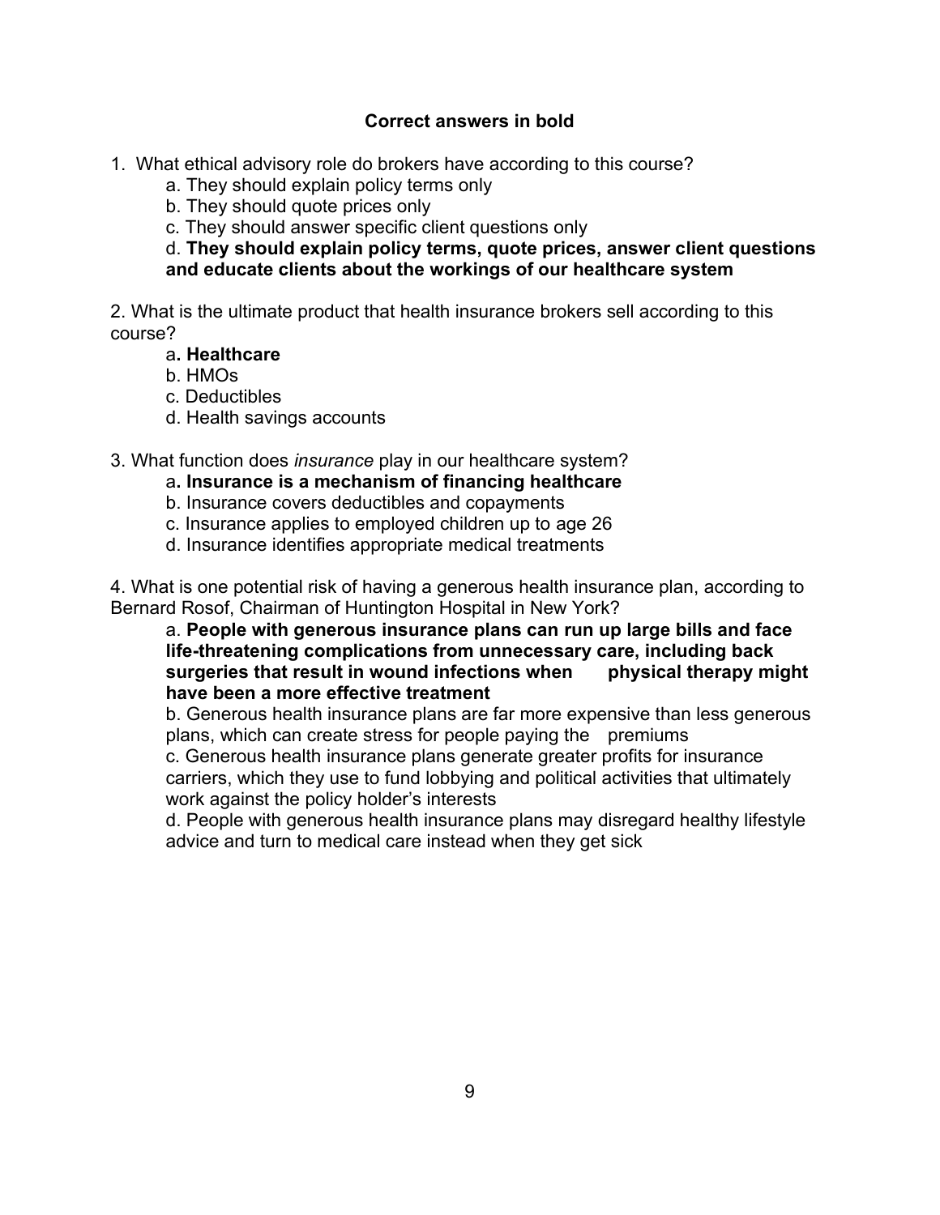**Correct answers in bold**

1. What ethical advisory role do brokers have according to this course?

   a. They should explain policy terms only

   b. They should quote prices only

   c. They should answer specific client questions only

   d. **They should explain policy terms, quote prices, answer client questions and educate clients about the workings of our healthcare system**

2. What is the ultimate product that health insurance brokers sell according to this course?

   a**. Healthcare**

   b. HMOs

   c. Deductibles

   d. Health savings accounts

3. What function does *insurance* play in our healthcare system?

   a**. Insurance is a mechanism of financing healthcare**

   b. Insurance covers deductibles and copayments

   c. Insurance applies to employed children up to age 26

   d. Insurance identifies appropriate medical treatments

4. What is one potential risk of having a generous health insurance plan, according to Bernard Rosof, Chairman of Huntington Hospital in New York?

   a. **People with generous insurance plans can run up large bills and face life-threatening complications from unnecessary care, including back surgeries that result in wound infections when physical therapy might have been a more effective treatment**

   b. Generous health insurance plans are far more expensive than less generous plans, which can create stress for people paying the premiums

   c. Generous health insurance plans generate greater profits for insurance carriers, which they use to fund lobbying and political activities that ultimately work against the policy holder's interests

   d. People with generous health insurance plans may disregard healthy lifestyle advice and turn to medical care instead when they get sick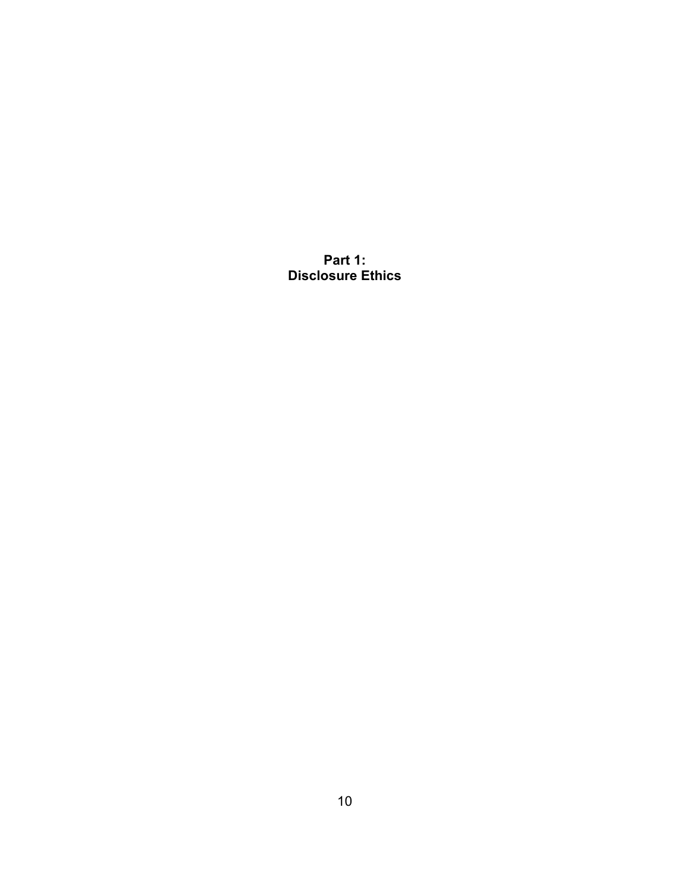# Part 1: Disclosure Ethics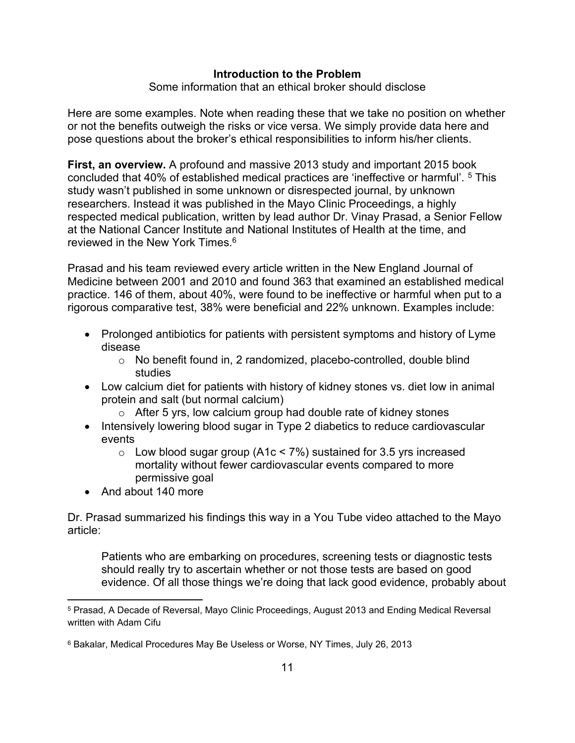**Introduction to the Problem**

Some information that an ethical broker should disclose

Here are some examples. Note when reading these that we take no position on whether or not the benefits outweigh the risks or vice versa. We simply provide data here and pose questions about the broker's ethical responsibilities to inform his/her clients.

**First, an overview.** A profound and massive 2013 study and important 2015 book concluded that 40% of established medical practices are 'ineffective or harmful'. [5] This study wasn't published in some unknown or disrespected journal, by unknown researchers. Instead it was published in the Mayo Clinic Proceedings, a highly respected medical publication, written by lead author Dr. Vinay Prasad, a Senior Fellow at the National Cancer Institute and National Institutes of Health at the time, and reviewed in the New York Times.[6]

Prasad and his team reviewed every article written in the New England Journal of Medicine between 2001 and 2010 and found 363 that examined an established medical practice. 146 of them, about 40%, were found to be ineffective or harmful when put to a rigorous comparative test, 38% were beneficial and 22% unknown. Examples include:

- Prolonged antibiotics for patients with persistent symptoms and history of Lyme disease
  - No benefit found in, 2 randomized, placebo-controlled, double blind studies
- Low calcium diet for patients with history of kidney stones vs. diet low in animal protein and salt (but normal calcium)
  - After 5 yrs, low calcium group had double rate of kidney stones
- Intensively lowering blood sugar in Type 2 diabetics to reduce cardiovascular events
  - Low blood sugar group (A1c < 7%) sustained for 3.5 yrs increased mortality without fewer cardiovascular events compared to more permissive goal
- And about 140 more

Dr. Prasad summarized his findings this way in a You Tube video attached to the Mayo article:

> Patients who are embarking on procedures, screening tests or diagnostic tests should really try to ascertain whether or not those tests are based on good evidence. Of all those things we're doing that lack good evidence, probably about

[5] Prasad, A Decade of Reversal, Mayo Clinic Proceedings, August 2013 and Ending Medical Reversal written with Adam Cifu

[6] Bakalar, Medical Procedures May Be Useless or Worse, NY Times, July 26, 2013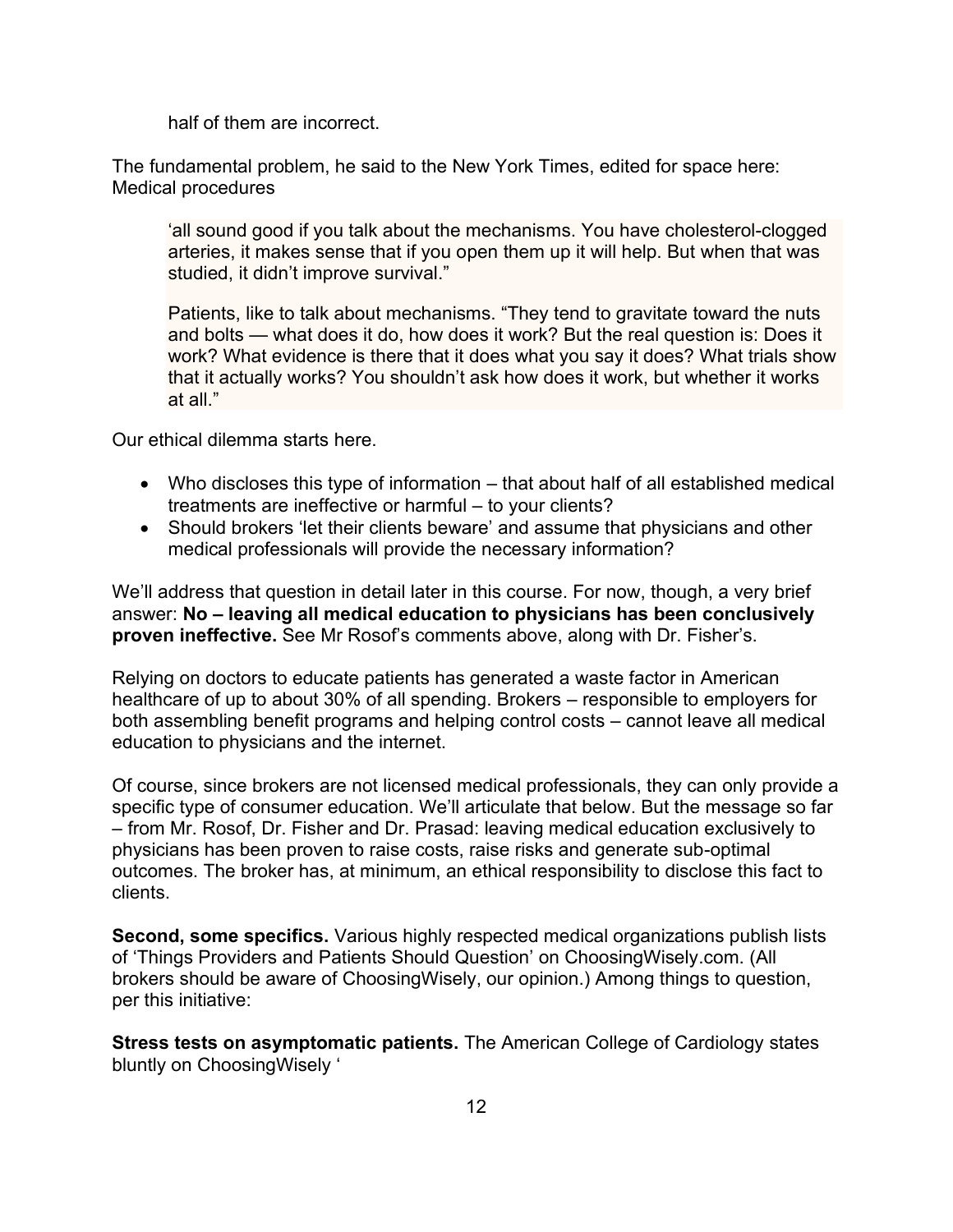half of them are incorrect.

The fundamental problem, he said to the New York Times, edited for space here: Medical procedures

> 'all sound good if you talk about the mechanisms. You have cholesterol-clogged arteries, it makes sense that if you open them up it will help. But when that was studied, it didn't improve survival."
>
> Patients, like to talk about mechanisms. "They tend to gravitate toward the nuts and bolts — what does it do, how does it work? But the real question is: Does it work? What evidence is there that it does what you say it does? What trials show that it actually works? You shouldn't ask how does it work, but whether it works at all."

Our ethical dilemma starts here.

- Who discloses this type of information – that about half of all established medical treatments are ineffective or harmful – to your clients?
- Should brokers 'let their clients beware' and assume that physicians and other medical professionals will provide the necessary information?

We'll address that question in detail later in this course. For now, though, a very brief answer: **No – leaving all medical education to physicians has been conclusively proven ineffective.** See Mr Rosof's comments above, along with Dr. Fisher's.

Relying on doctors to educate patients has generated a waste factor in American healthcare of up to about 30% of all spending. Brokers – responsible to employers for both assembling benefit programs and helping control costs – cannot leave all medical education to physicians and the internet.

Of course, since brokers are not licensed medical professionals, they can only provide a specific type of consumer education. We'll articulate that below. But the message so far – from Mr. Rosof, Dr. Fisher and Dr. Prasad: leaving medical education exclusively to physicians has been proven to raise costs, raise risks and generate sub-optimal outcomes. The broker has, at minimum, an ethical responsibility to disclose this fact to clients.

**Second, some specifics.** Various highly respected medical organizations publish lists of 'Things Providers and Patients Should Question' on ChoosingWisely.com. (All brokers should be aware of ChoosingWisely, our opinion.) Among things to question, per this initiative:

**Stress tests on asymptomatic patients.** The American College of Cardiology states bluntly on ChoosingWisely '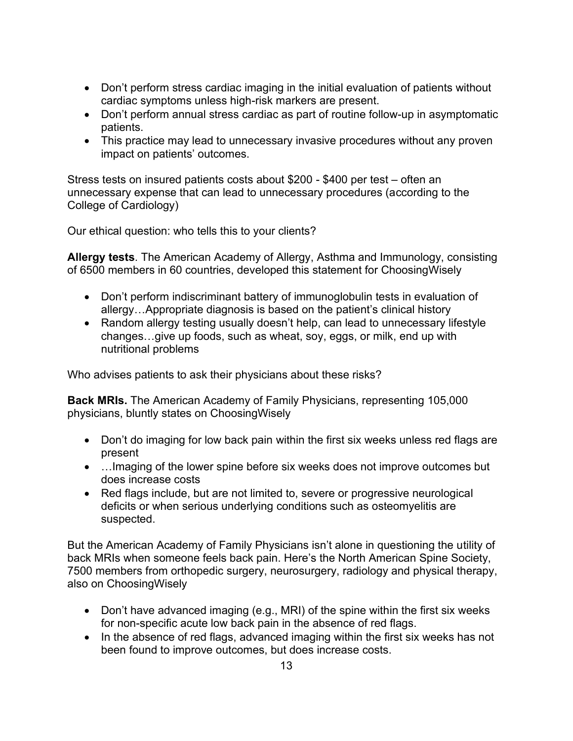- Don't perform stress cardiac imaging in the initial evaluation of patients without cardiac symptoms unless high-risk markers are present.
- Don't perform annual stress cardiac as part of routine follow-up in asymptomatic patients.
- This practice may lead to unnecessary invasive procedures without any proven impact on patients' outcomes.

Stress tests on insured patients costs about $200 - $400 per test – often an unnecessary expense that can lead to unnecessary procedures (according to the College of Cardiology)

Our ethical question: who tells this to your clients?

**Allergy tests**. The American Academy of Allergy, Asthma and Immunology, consisting of 6500 members in 60 countries, developed this statement for ChoosingWisely

- Don't perform indiscriminant battery of immunoglobulin tests in evaluation of allergy…Appropriate diagnosis is based on the patient's clinical history
- Random allergy testing usually doesn't help, can lead to unnecessary lifestyle changes…give up foods, such as wheat, soy, eggs, or milk, end up with nutritional problems

Who advises patients to ask their physicians about these risks?

**Back MRIs.** The American Academy of Family Physicians, representing 105,000 physicians, bluntly states on ChoosingWisely

- Don't do imaging for low back pain within the first six weeks unless red flags are present
- …Imaging of the lower spine before six weeks does not improve outcomes but does increase costs
- Red flags include, but are not limited to, severe or progressive neurological deficits or when serious underlying conditions such as osteomyelitis are suspected.

But the American Academy of Family Physicians isn't alone in questioning the utility of back MRIs when someone feels back pain. Here's the North American Spine Society, 7500 members from orthopedic surgery, neurosurgery, radiology and physical therapy, also on ChoosingWisely

- Don't have advanced imaging (e.g., MRI) of the spine within the first six weeks for non-specific acute low back pain in the absence of red flags.
- In the absence of red flags, advanced imaging within the first six weeks has not been found to improve outcomes, but does increase costs.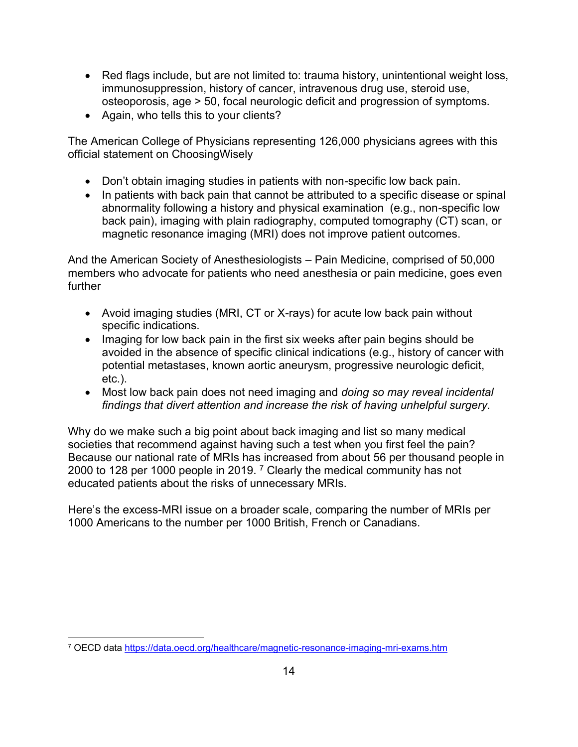- Red flags include, but are not limited to: trauma history, unintentional weight loss, immunosuppression, history of cancer, intravenous drug use, steroid use, osteoporosis, age > 50, focal neurologic deficit and progression of symptoms.
- Again, who tells this to your clients?

The American College of Physicians representing 126,000 physicians agrees with this official statement on ChoosingWisely

- Don't obtain imaging studies in patients with non-specific low back pain.
- In patients with back pain that cannot be attributed to a specific disease or spinal abnormality following a history and physical examination (e.g., non-specific low back pain), imaging with plain radiography, computed tomography (CT) scan, or magnetic resonance imaging (MRI) does not improve patient outcomes.

And the American Society of Anesthesiologists – Pain Medicine, comprised of 50,000 members who advocate for patients who need anesthesia or pain medicine, goes even further

- Avoid imaging studies (MRI, CT or X-rays) for acute low back pain without specific indications.
- Imaging for low back pain in the first six weeks after pain begins should be avoided in the absence of specific clinical indications (e.g., history of cancer with potential metastases, known aortic aneurysm, progressive neurologic deficit, etc.).
- Most low back pain does not need imaging and *doing so may reveal incidental findings that divert attention and increase the risk of having unhelpful surgery.*

Why do we make such a big point about back imaging and list so many medical societies that recommend against having such a test when you first feel the pain? Because our national rate of MRIs has increased from about 56 per thousand people in 2000 to 128 per 1000 people in 2019. [7] Clearly the medical community has not educated patients about the risks of unnecessary MRIs.

Here's the excess-MRI issue on a broader scale, comparing the number of MRIs per 1000 Americans to the number per 1000 British, French or Canadians.

[7] OECD data https://data.oecd.org/healthcare/magnetic-resonance-imaging-mri-exams.htm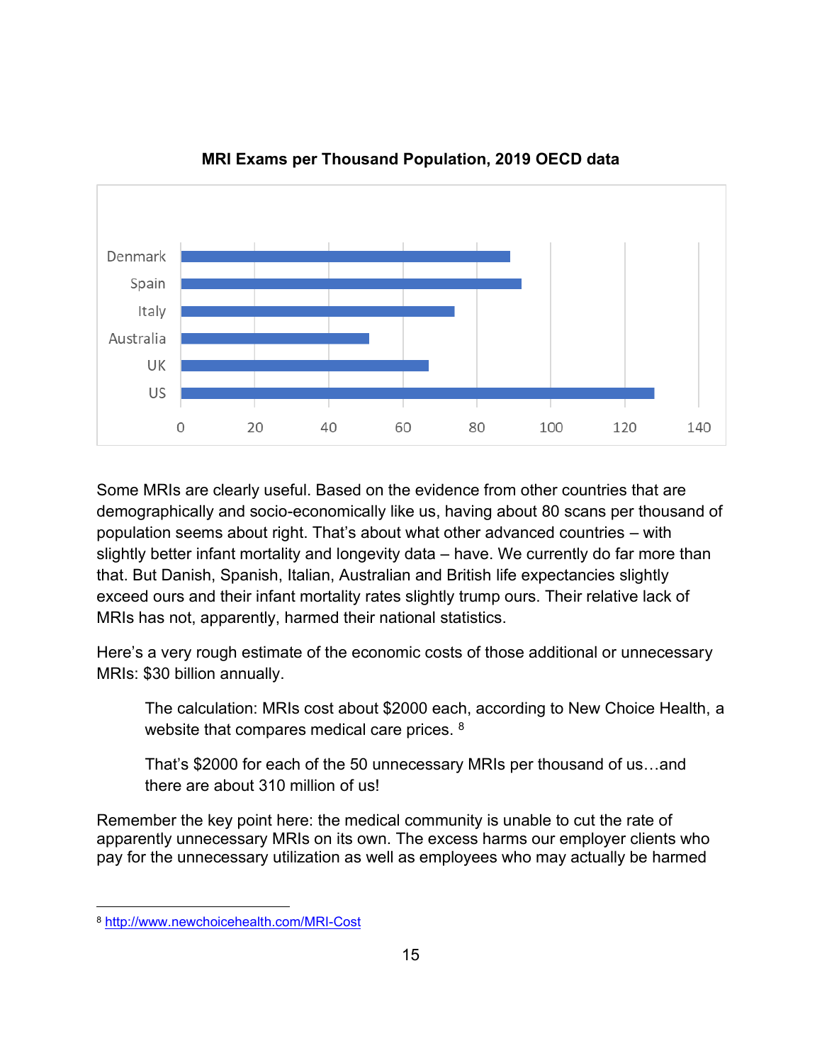**MRI Exams per Thousand Population, 2019 OECD data**

Some MRIs are clearly useful. Based on the evidence from other countries that are demographically and socio-economically like us, having about 80 scans per thousand of population seems about right. That's about what other advanced countries – with slightly better infant mortality and longevity data – have. We currently do far more than that. But Danish, Spanish, Italian, Australian and British life expectancies slightly exceed ours and their infant mortality rates slightly trump ours. Their relative lack of MRIs has not, apparently, harmed their national statistics.

Here's a very rough estimate of the economic costs of those additional or unnecessary MRIs: $30 billion annually.

> The calculation: MRIs cost about $2000 each, according to New Choice Health, a website that compares medical care prices. [8]
>
> That's $2000 for each of the 50 unnecessary MRIs per thousand of us…and there are about 310 million of us!

Remember the key point here: the medical community is unable to cut the rate of apparently unnecessary MRIs on its own. The excess harms our employer clients who pay for the unnecessary utilization as well as employees who may actually be harmed

---

[8] http://www.newchoicehealth.com/MRI-Cost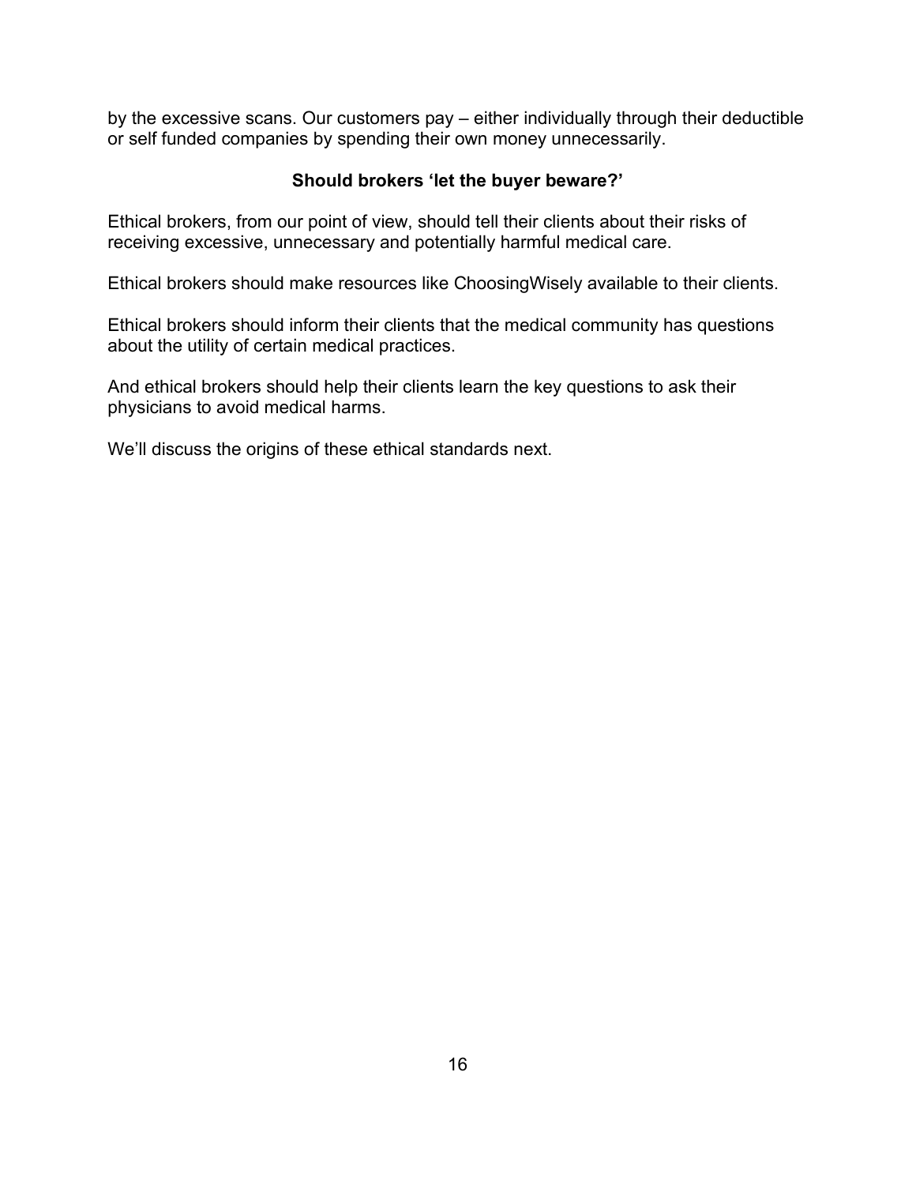by the excessive scans. Our customers pay – either individually through their deductible or self funded companies by spending their own money unnecessarily.

## Should brokers 'let the buyer beware?'

Ethical brokers, from our point of view, should tell their clients about their risks of receiving excessive, unnecessary and potentially harmful medical care.

Ethical brokers should make resources like ChoosingWisely available to their clients.

Ethical brokers should inform their clients that the medical community has questions about the utility of certain medical practices.

And ethical brokers should help their clients learn the key questions to ask their physicians to avoid medical harms.

We'll discuss the origins of these ethical standards next.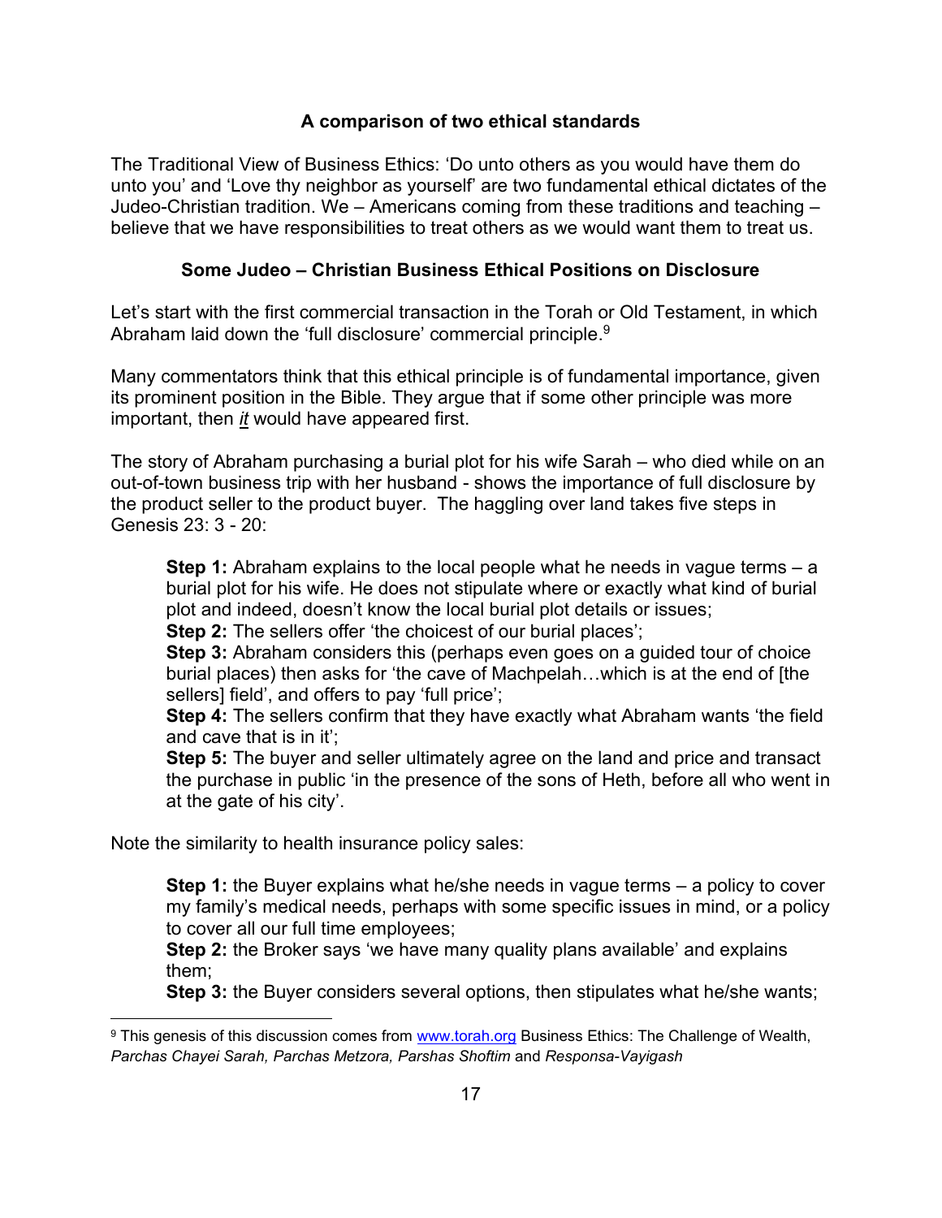### A comparison of two ethical standards

The Traditional View of Business Ethics: 'Do unto others as you would have them do unto you' and 'Love thy neighbor as yourself' are two fundamental ethical dictates of the Judeo-Christian tradition. We – Americans coming from these traditions and teaching – believe that we have responsibilities to treat others as we would want them to treat us.

### Some Judeo – Christian Business Ethical Positions on Disclosure

Let's start with the first commercial transaction in the Torah or Old Testament, in which Abraham laid down the 'full disclosure' commercial principle.[9]

Many commentators think that this ethical principle is of fundamental importance, given its prominent position in the Bible. They argue that if some other principle was more important, then ***it*** would have appeared first.

The story of Abraham purchasing a burial plot for his wife Sarah – who died while on an out-of-town business trip with her husband - shows the importance of full disclosure by the product seller to the product buyer. The haggling over land takes five steps in Genesis 23: 3 - 20:

> **Step 1:** Abraham explains to the local people what he needs in vague terms – a burial plot for his wife. He does not stipulate where or exactly what kind of burial plot and indeed, doesn't know the local burial plot details or issues;
> **Step 2:** The sellers offer 'the choicest of our burial places';
> **Step 3:** Abraham considers this (perhaps even goes on a guided tour of choice burial places) then asks for 'the cave of Machpelah…which is at the end of [the sellers] field', and offers to pay 'full price';
> **Step 4:** The sellers confirm that they have exactly what Abraham wants 'the field and cave that is in it';
> **Step 5:** The buyer and seller ultimately agree on the land and price and transact the purchase in public 'in the presence of the sons of Heth, before all who went in at the gate of his city'.

Note the similarity to health insurance policy sales:

> **Step 1:** the Buyer explains what he/she needs in vague terms – a policy to cover my family's medical needs, perhaps with some specific issues in mind, or a policy to cover all our full time employees;
> **Step 2:** the Broker says 'we have many quality plans available' and explains them;
> **Step 3:** the Buyer considers several options, then stipulates what he/she wants;

---

[9] This genesis of this discussion comes from www.torah.org Business Ethics: The Challenge of Wealth, *Parchas Chayei Sarah, Parchas Metzora, Parshas Shoftim* and *Responsa-Vayigash*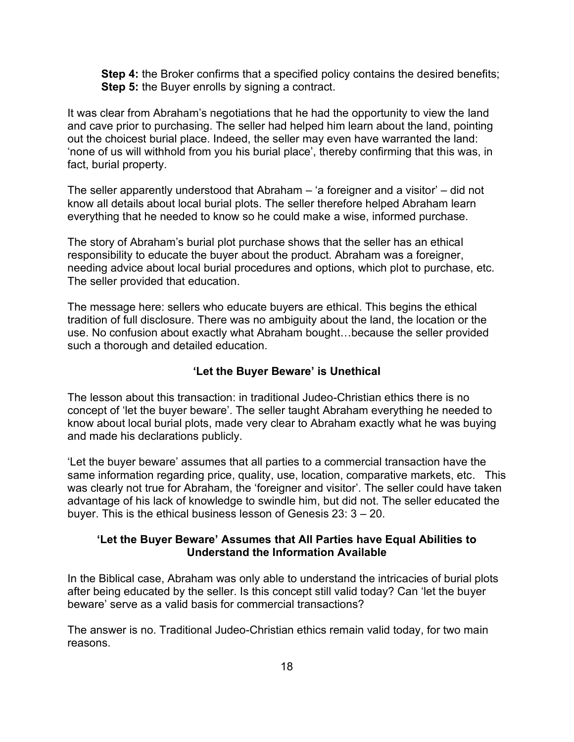**Step 4:** the Broker confirms that a specified policy contains the desired benefits;
**Step 5:** the Buyer enrolls by signing a contract.

It was clear from Abraham's negotiations that he had the opportunity to view the land and cave prior to purchasing. The seller had helped him learn about the land, pointing out the choicest burial place. Indeed, the seller may even have warranted the land: 'none of us will withhold from you his burial place', thereby confirming that this was, in fact, burial property.

The seller apparently understood that Abraham – 'a foreigner and a visitor' – did not know all details about local burial plots. The seller therefore helped Abraham learn everything that he needed to know so he could make a wise, informed purchase.

The story of Abraham's burial plot purchase shows that the seller has an ethical responsibility to educate the buyer about the product. Abraham was a foreigner, needing advice about local burial procedures and options, which plot to purchase, etc. The seller provided that education.

The message here: sellers who educate buyers are ethical. This begins the ethical tradition of full disclosure. There was no ambiguity about the land, the location or the use. No confusion about exactly what Abraham bought…because the seller provided such a thorough and detailed education.

### 'Let the Buyer Beware' is Unethical

The lesson about this transaction: in traditional Judeo-Christian ethics there is no concept of 'let the buyer beware'. The seller taught Abraham everything he needed to know about local burial plots, made very clear to Abraham exactly what he was buying and made his declarations publicly.

'Let the buyer beware' assumes that all parties to a commercial transaction have the same information regarding price, quality, use, location, comparative markets, etc. This was clearly not true for Abraham, the 'foreigner and visitor'. The seller could have taken advantage of his lack of knowledge to swindle him, but did not. The seller educated the buyer. This is the ethical business lesson of Genesis 23: 3 – 20.

### 'Let the Buyer Beware' Assumes that All Parties have Equal Abilities to Understand the Information Available

In the Biblical case, Abraham was only able to understand the intricacies of burial plots after being educated by the seller. Is this concept still valid today? Can 'let the buyer beware' serve as a valid basis for commercial transactions?

The answer is no. Traditional Judeo-Christian ethics remain valid today, for two main reasons.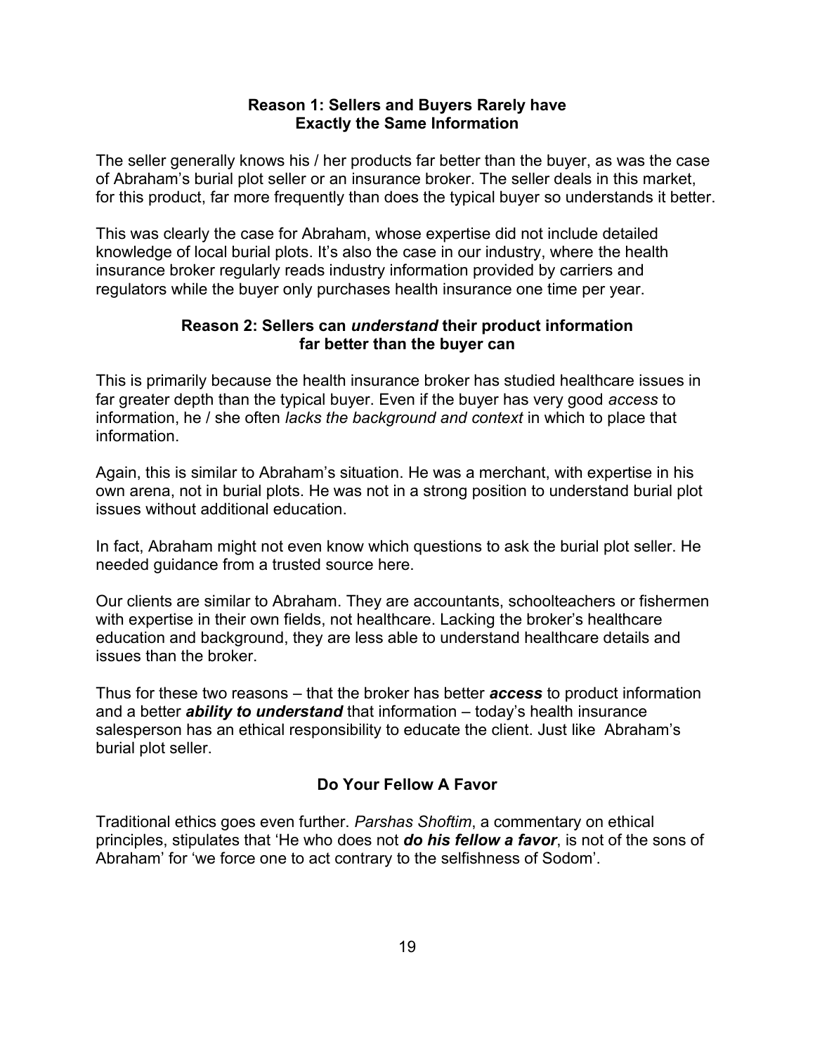### Reason 1: Sellers and Buyers Rarely have Exactly the Same Information

The seller generally knows his / her products far better than the buyer, as was the case of Abraham's burial plot seller or an insurance broker. The seller deals in this market, for this product, far more frequently than does the typical buyer so understands it better.

This was clearly the case for Abraham, whose expertise did not include detailed knowledge of local burial plots. It's also the case in our industry, where the health insurance broker regularly reads industry information provided by carriers and regulators while the buyer only purchases health insurance one time per year.

### Reason 2: Sellers can *understand* their product information far better than the buyer can

This is primarily because the health insurance broker has studied healthcare issues in far greater depth than the typical buyer. Even if the buyer has very good *access* to information, he / she often *lacks the background and context* in which to place that information.

Again, this is similar to Abraham's situation. He was a merchant, with expertise in his own arena, not in burial plots. He was not in a strong position to understand burial plot issues without additional education.

In fact, Abraham might not even know which questions to ask the burial plot seller. He needed guidance from a trusted source here.

Our clients are similar to Abraham. They are accountants, schoolteachers or fishermen with expertise in their own fields, not healthcare. Lacking the broker's healthcare education and background, they are less able to understand healthcare details and issues than the broker.

Thus for these two reasons – that the broker has better ***access*** to product information and a better ***ability to understand*** that information – today's health insurance salesperson has an ethical responsibility to educate the client. Just like Abraham's burial plot seller.

### Do Your Fellow A Favor

Traditional ethics goes even further. *Parshas Shoftim*, a commentary on ethical principles, stipulates that 'He who does not ***do his fellow a favor***, is not of the sons of Abraham' for 'we force one to act contrary to the selfishness of Sodom'.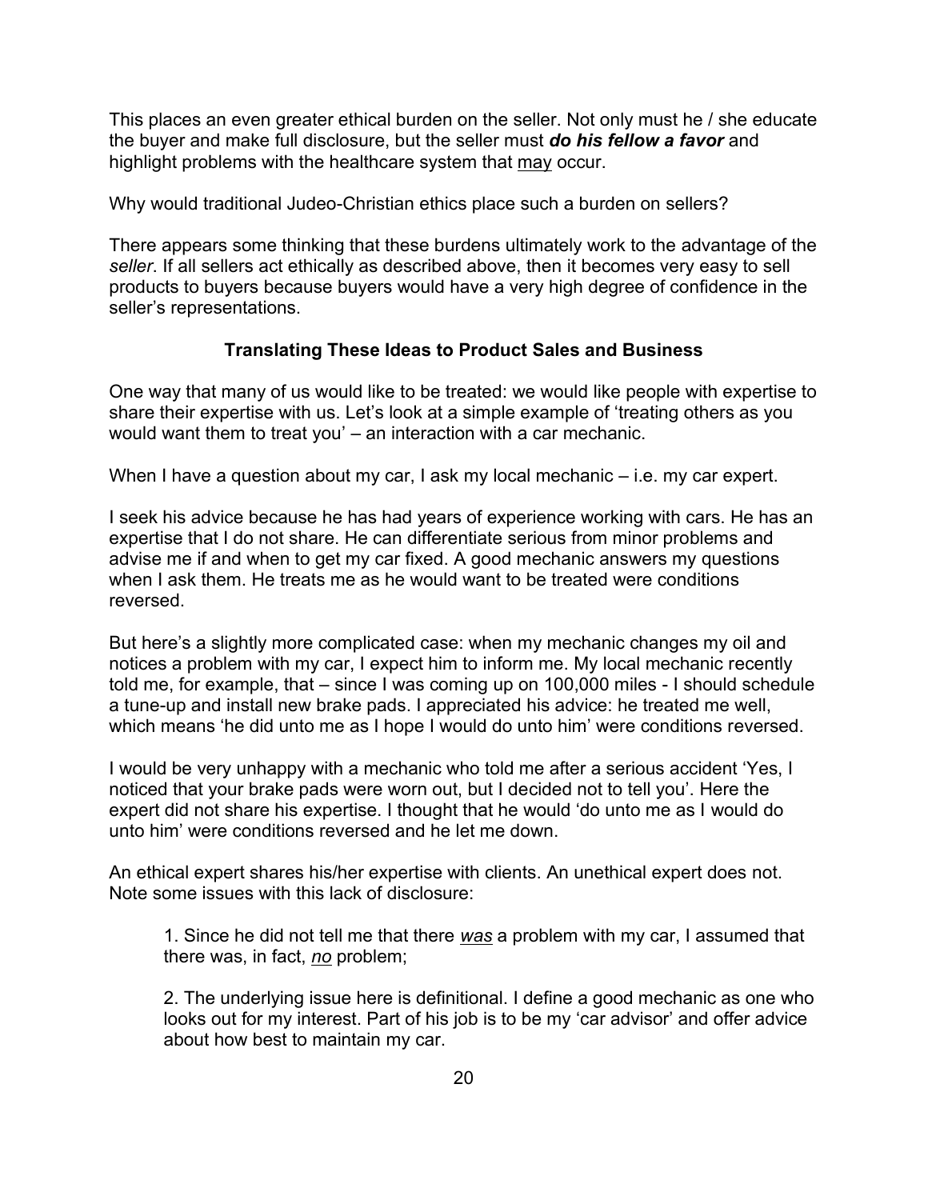This places an even greater ethical burden on the seller. Not only must he / she educate the buyer and make full disclosure, but the seller must ***do his fellow a favor*** and highlight problems with the healthcare system that <u>may</u> occur.

Why would traditional Judeo-Christian ethics place such a burden on sellers?

There appears some thinking that these burdens ultimately work to the advantage of the *seller*. If all sellers act ethically as described above, then it becomes very easy to sell products to buyers because buyers would have a very high degree of confidence in the seller's representations.

### Translating These Ideas to Product Sales and Business

One way that many of us would like to be treated: we would like people with expertise to share their expertise with us. Let's look at a simple example of 'treating others as you would want them to treat you' – an interaction with a car mechanic.

When I have a question about my car, I ask my local mechanic – i.e. my car expert.

I seek his advice because he has had years of experience working with cars. He has an expertise that I do not share. He can differentiate serious from minor problems and advise me if and when to get my car fixed. A good mechanic answers my questions when I ask them. He treats me as he would want to be treated were conditions reversed.

But here's a slightly more complicated case: when my mechanic changes my oil and notices a problem with my car, I expect him to inform me. My local mechanic recently told me, for example, that – since I was coming up on 100,000 miles - I should schedule a tune-up and install new brake pads. I appreciated his advice: he treated me well, which means 'he did unto me as I hope I would do unto him' were conditions reversed.

I would be very unhappy with a mechanic who told me after a serious accident 'Yes, I noticed that your brake pads were worn out, but I decided not to tell you'. Here the expert did not share his expertise. I thought that he would 'do unto me as I would do unto him' were conditions reversed and he let me down.

An ethical expert shares his/her expertise with clients. An unethical expert does not. Note some issues with this lack of disclosure:

> 1. Since he did not tell me that there <u>*was*</u> a problem with my car, I assumed that there was, in fact, <u>*no*</u> problem;
>
> 2. The underlying issue here is definitional. I define a good mechanic as one who looks out for my interest. Part of his job is to be my 'car advisor' and offer advice about how best to maintain my car.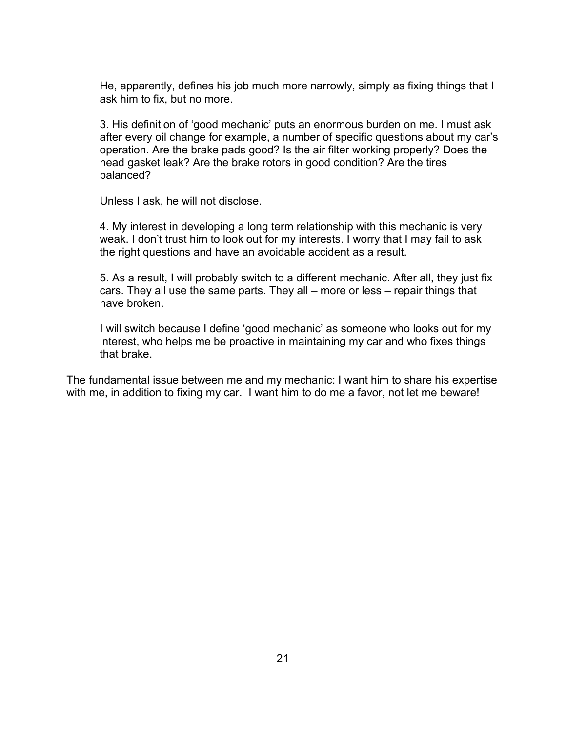He, apparently, defines his job much more narrowly, simply as fixing things that I ask him to fix, but no more.

3. His definition of 'good mechanic' puts an enormous burden on me. I must ask after every oil change for example, a number of specific questions about my car's operation. Are the brake pads good? Is the air filter working properly? Does the head gasket leak? Are the brake rotors in good condition? Are the tires balanced?

Unless I ask, he will not disclose.

4. My interest in developing a long term relationship with this mechanic is very weak. I don't trust him to look out for my interests. I worry that I may fail to ask the right questions and have an avoidable accident as a result.

5. As a result, I will probably switch to a different mechanic. After all, they just fix cars. They all use the same parts. They all – more or less – repair things that have broken.

I will switch because I define 'good mechanic' as someone who looks out for my interest, who helps me be proactive in maintaining my car and who fixes things that brake.

The fundamental issue between me and my mechanic: I want him to share his expertise with me, in addition to fixing my car. I want him to do me a favor, not let me beware!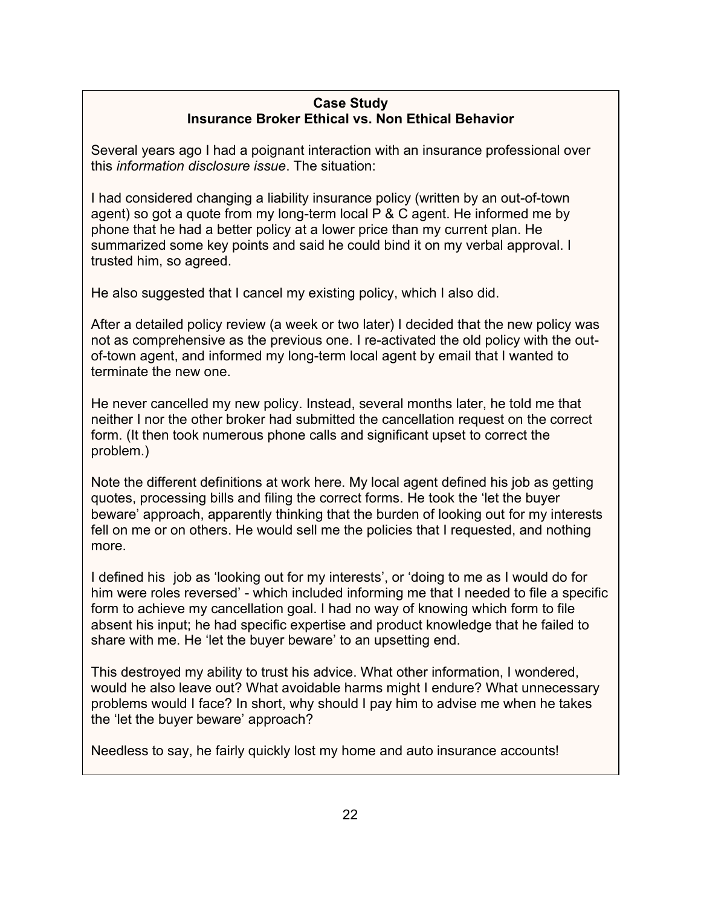**Case Study**
**Insurance Broker Ethical vs. Non Ethical Behavior**

Several years ago I had a poignant interaction with an insurance professional over this *information disclosure issue*. The situation:

I had considered changing a liability insurance policy (written by an out-of-town agent) so got a quote from my long-term local P & C agent. He informed me by phone that he had a better policy at a lower price than my current plan. He summarized some key points and said he could bind it on my verbal approval. I trusted him, so agreed.

He also suggested that I cancel my existing policy, which I also did.

After a detailed policy review (a week or two later) I decided that the new policy was not as comprehensive as the previous one. I re-activated the old policy with the out-of-town agent, and informed my long-term local agent by email that I wanted to terminate the new one.

He never cancelled my new policy. Instead, several months later, he told me that neither I nor the other broker had submitted the cancellation request on the correct form. (It then took numerous phone calls and significant upset to correct the problem.)

Note the different definitions at work here. My local agent defined his job as getting quotes, processing bills and filing the correct forms. He took the 'let the buyer beware' approach, apparently thinking that the burden of looking out for my interests fell on me or on others. He would sell me the policies that I requested, and nothing more.

I defined his job as 'looking out for my interests', or 'doing to me as I would do for him were roles reversed' - which included informing me that I needed to file a specific form to achieve my cancellation goal. I had no way of knowing which form to file absent his input; he had specific expertise and product knowledge that he failed to share with me. He 'let the buyer beware' to an upsetting end.

This destroyed my ability to trust his advice. What other information, I wondered, would he also leave out? What avoidable harms might I endure? What unnecessary problems would I face? In short, why should I pay him to advise me when he takes the 'let the buyer beware' approach?

Needless to say, he fairly quickly lost my home and auto insurance accounts!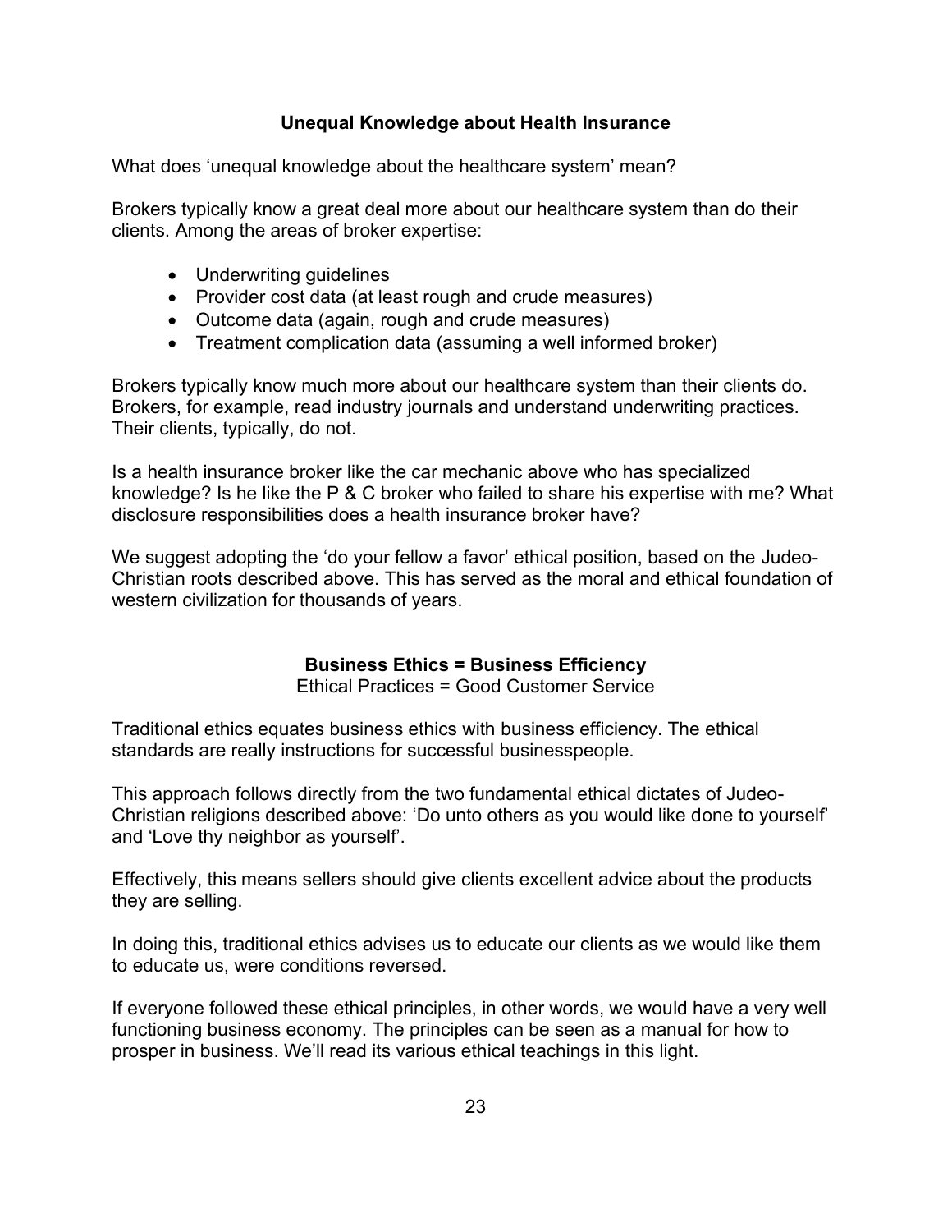## Unequal Knowledge about Health Insurance

What does 'unequal knowledge about the healthcare system' mean?

Brokers typically know a great deal more about our healthcare system than do their clients. Among the areas of broker expertise:

- Underwriting guidelines
- Provider cost data (at least rough and crude measures)
- Outcome data (again, rough and crude measures)
- Treatment complication data (assuming a well informed broker)

Brokers typically know much more about our healthcare system than their clients do. Brokers, for example, read industry journals and understand underwriting practices. Their clients, typically, do not.

Is a health insurance broker like the car mechanic above who has specialized knowledge? Is he like the P & C broker who failed to share his expertise with me? What disclosure responsibilities does a health insurance broker have?

We suggest adopting the 'do your fellow a favor' ethical position, based on the Judeo-Christian roots described above. This has served as the moral and ethical foundation of western civilization for thousands of years.

## Business Ethics = Business Efficiency

Ethical Practices = Good Customer Service

Traditional ethics equates business ethics with business efficiency. The ethical standards are really instructions for successful businesspeople.

This approach follows directly from the two fundamental ethical dictates of Judeo-Christian religions described above: 'Do unto others as you would like done to yourself' and 'Love thy neighbor as yourself'.

Effectively, this means sellers should give clients excellent advice about the products they are selling.

In doing this, traditional ethics advises us to educate our clients as we would like them to educate us, were conditions reversed.

If everyone followed these ethical principles, in other words, we would have a very well functioning business economy. The principles can be seen as a manual for how to prosper in business. We'll read its various ethical teachings in this light.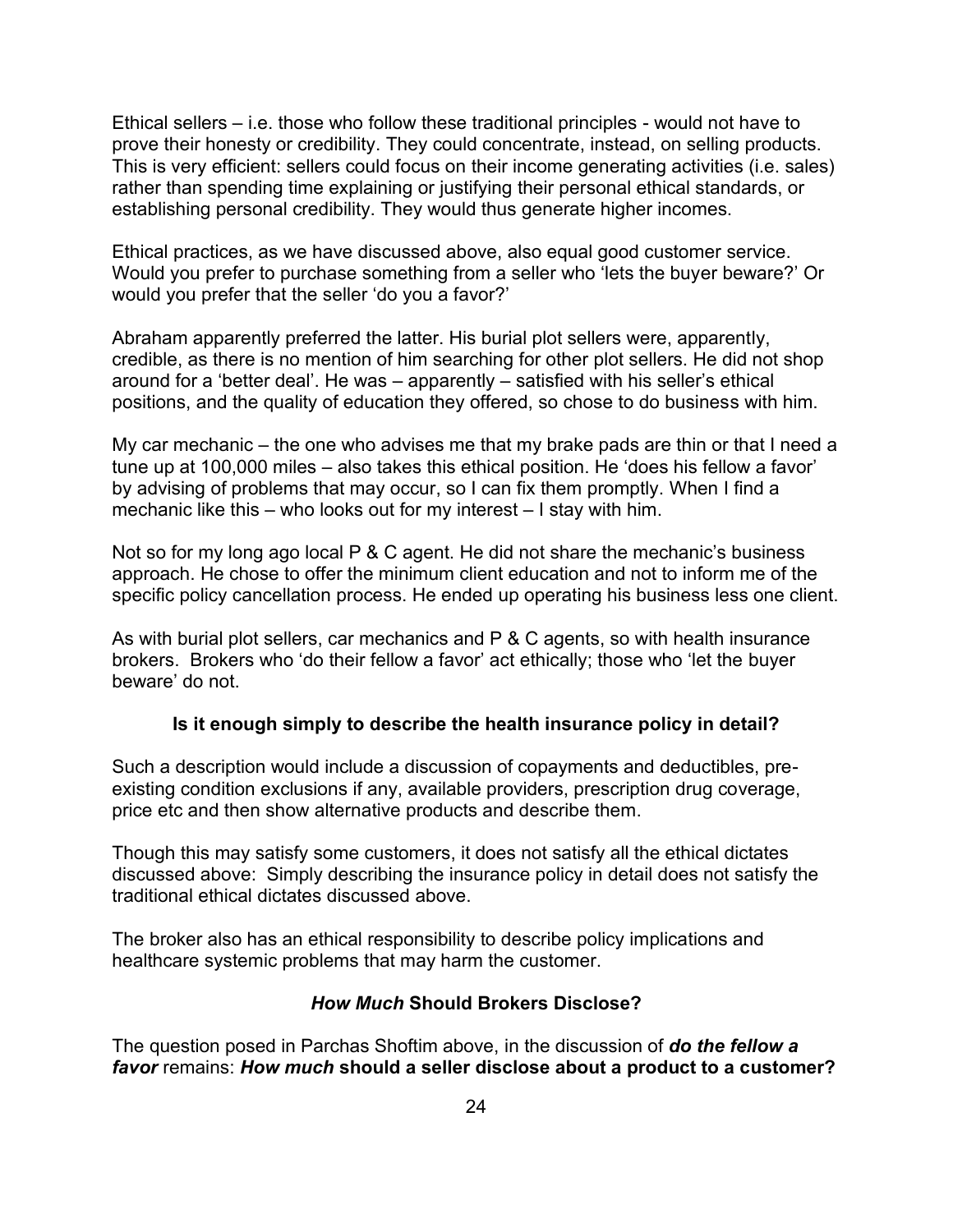Ethical sellers – i.e. those who follow these traditional principles - would not have to prove their honesty or credibility. They could concentrate, instead, on selling products. This is very efficient: sellers could focus on their income generating activities (i.e. sales) rather than spending time explaining or justifying their personal ethical standards, or establishing personal credibility. They would thus generate higher incomes.

Ethical practices, as we have discussed above, also equal good customer service. Would you prefer to purchase something from a seller who 'lets the buyer beware?' Or would you prefer that the seller 'do you a favor?'

Abraham apparently preferred the latter. His burial plot sellers were, apparently, credible, as there is no mention of him searching for other plot sellers. He did not shop around for a 'better deal'. He was – apparently – satisfied with his seller's ethical positions, and the quality of education they offered, so chose to do business with him.

My car mechanic – the one who advises me that my brake pads are thin or that I need a tune up at 100,000 miles – also takes this ethical position. He 'does his fellow a favor' by advising of problems that may occur, so I can fix them promptly. When I find a mechanic like this – who looks out for my interest – I stay with him.

Not so for my long ago local P & C agent. He did not share the mechanic's business approach. He chose to offer the minimum client education and not to inform me of the specific policy cancellation process. He ended up operating his business less one client.

As with burial plot sellers, car mechanics and P & C agents, so with health insurance brokers. Brokers who 'do their fellow a favor' act ethically; those who 'let the buyer beware' do not.

### Is it enough simply to describe the health insurance policy in detail?

Such a description would include a discussion of copayments and deductibles, pre-existing condition exclusions if any, available providers, prescription drug coverage, price etc and then show alternative products and describe them.

Though this may satisfy some customers, it does not satisfy all the ethical dictates discussed above: Simply describing the insurance policy in detail does not satisfy the traditional ethical dictates discussed above.

The broker also has an ethical responsibility to describe policy implications and healthcare systemic problems that may harm the customer.

### ***How Much*** Should Brokers Disclose?

The question posed in Parchas Shoftim above, in the discussion of ***do the fellow a favor*** remains: ***How much* should a seller disclose about a product to a customer?**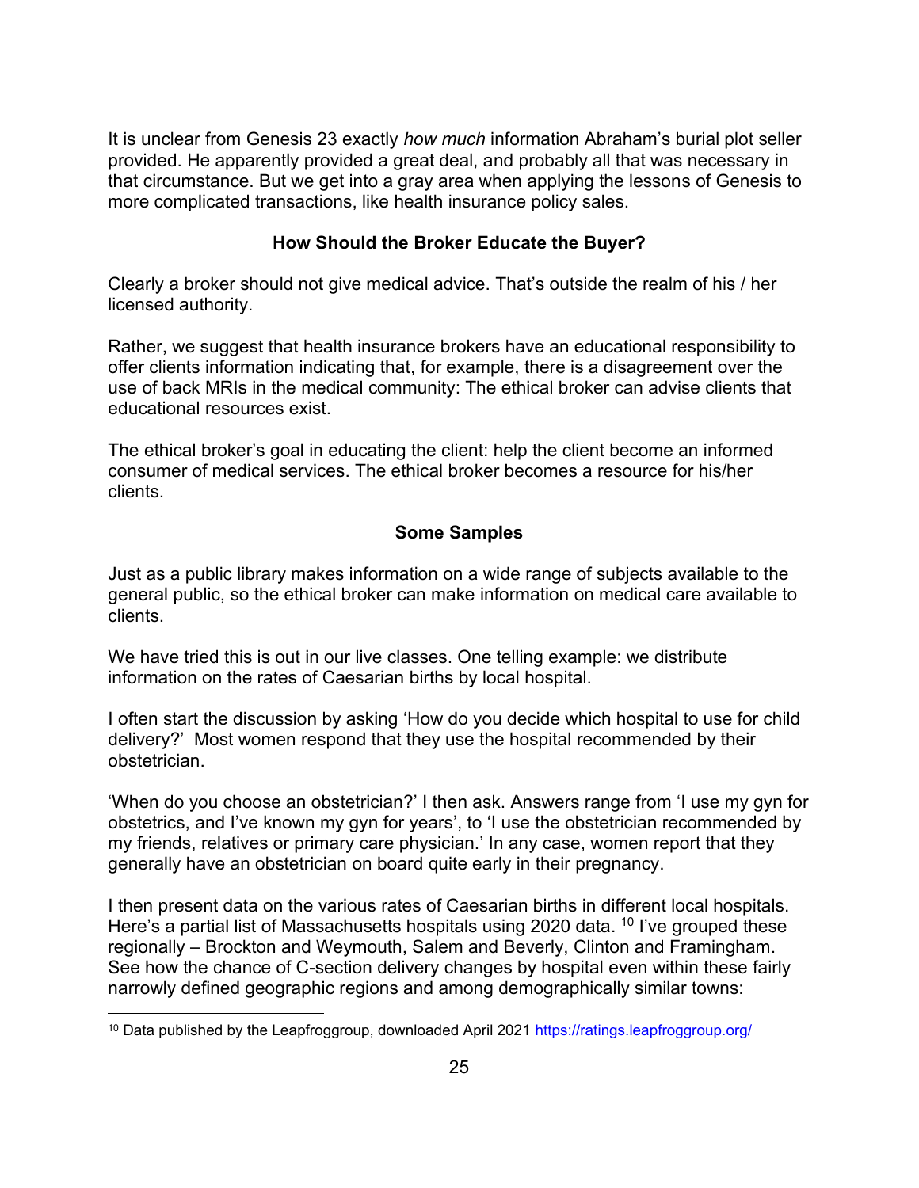It is unclear from Genesis 23 exactly *how much* information Abraham's burial plot seller provided. He apparently provided a great deal, and probably all that was necessary in that circumstance. But we get into a gray area when applying the lessons of Genesis to more complicated transactions, like health insurance policy sales.

**How Should the Broker Educate the Buyer?**

Clearly a broker should not give medical advice. That's outside the realm of his / her licensed authority.

Rather, we suggest that health insurance brokers have an educational responsibility to offer clients information indicating that, for example, there is a disagreement over the use of back MRIs in the medical community: The ethical broker can advise clients that educational resources exist.

The ethical broker's goal in educating the client: help the client become an informed consumer of medical services. The ethical broker becomes a resource for his/her clients.

**Some Samples**

Just as a public library makes information on a wide range of subjects available to the general public, so the ethical broker can make information on medical care available to clients.

We have tried this is out in our live classes. One telling example: we distribute information on the rates of Caesarian births by local hospital.

I often start the discussion by asking 'How do you decide which hospital to use for child delivery?' Most women respond that they use the hospital recommended by their obstetrician.

'When do you choose an obstetrician?' I then ask. Answers range from 'I use my gyn for obstetrics, and I've known my gyn for years', to 'I use the obstetrician recommended by my friends, relatives or primary care physician.' In any case, women report that they generally have an obstetrician on board quite early in their pregnancy.

I then present data on the various rates of Caesarian births in different local hospitals. Here's a partial list of Massachusetts hospitals using 2020 data. [10] I've grouped these regionally – Brockton and Weymouth, Salem and Beverly, Clinton and Framingham. See how the chance of C-section delivery changes by hospital even within these fairly narrowly defined geographic regions and among demographically similar towns:

[10] Data published by the Leapfroggroup, downloaded April 2021 https://ratings.leapfroggroup.org/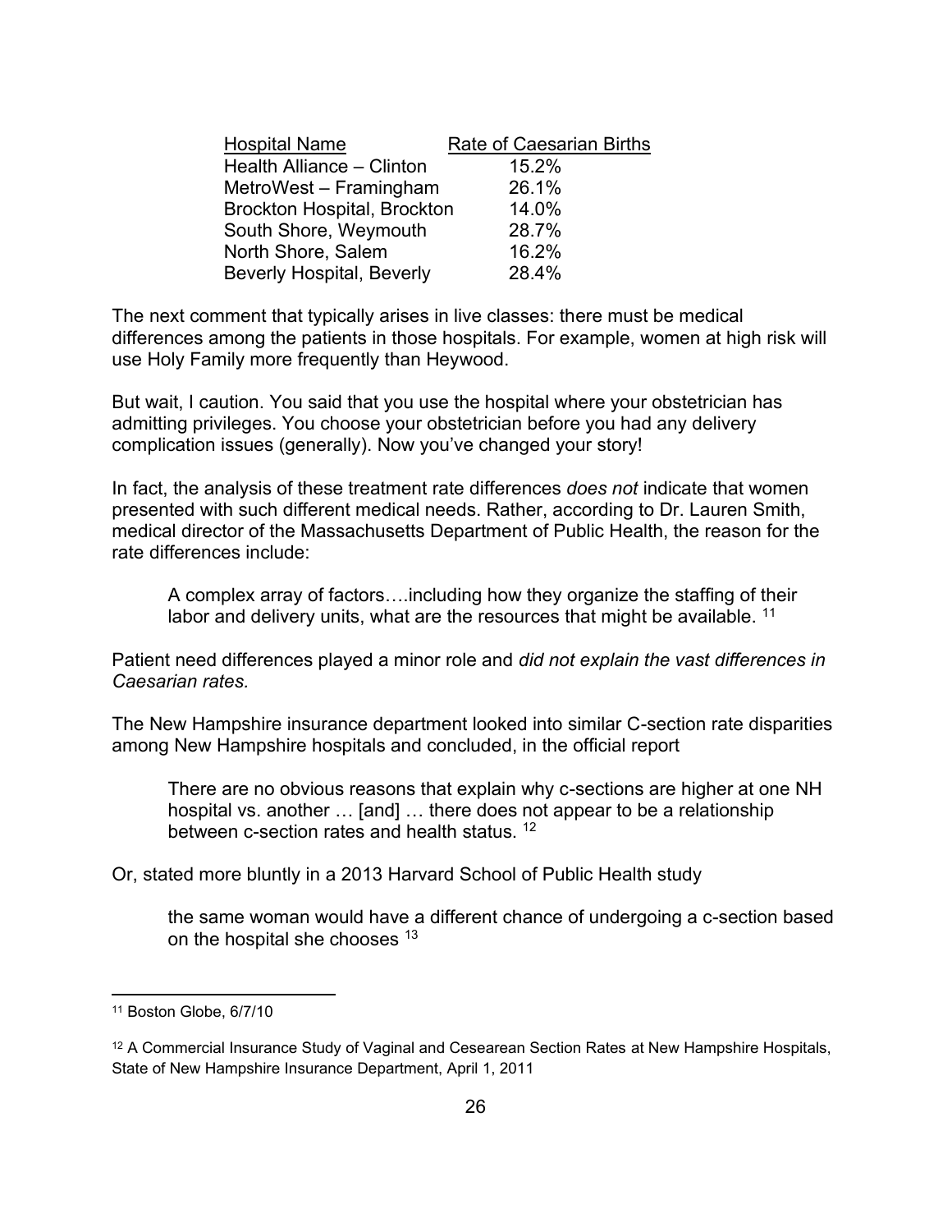| Hospital Name | Rate of Caesarian Births |
|---|---|
| Health Alliance – Clinton | 15.2% |
| MetroWest – Framingham | 26.1% |
| Brockton Hospital, Brockton | 14.0% |
| South Shore, Weymouth | 28.7% |
| North Shore, Salem | 16.2% |
| Beverly Hospital, Beverly | 28.4% |

The next comment that typically arises in live classes: there must be medical differences among the patients in those hospitals. For example, women at high risk will use Holy Family more frequently than Heywood.

But wait, I caution. You said that you use the hospital where your obstetrician has admitting privileges. You choose your obstetrician before you had any delivery complication issues (generally). Now you've changed your story!

In fact, the analysis of these treatment rate differences *does not* indicate that women presented with such different medical needs. Rather, according to Dr. Lauren Smith, medical director of the Massachusetts Department of Public Health, the reason for the rate differences include:

> A complex array of factors….including how they organize the staffing of their labor and delivery units, what are the resources that might be available. [11]

Patient need differences played a minor role and *did not explain the vast differences in Caesarian rates.*

The New Hampshire insurance department looked into similar C-section rate disparities among New Hampshire hospitals and concluded, in the official report

> There are no obvious reasons that explain why c-sections are higher at one NH hospital vs. another … [and] … there does not appear to be a relationship between c-section rates and health status. [12]

Or, stated more bluntly in a 2013 Harvard School of Public Health study

> the same woman would have a different chance of undergoing a c-section based on the hospital she chooses [13]

---

[11] Boston Globe, 6/7/10

[12] A Commercial Insurance Study of Vaginal and Cesearean Section Rates at New Hampshire Hospitals, State of New Hampshire Insurance Department, April 1, 2011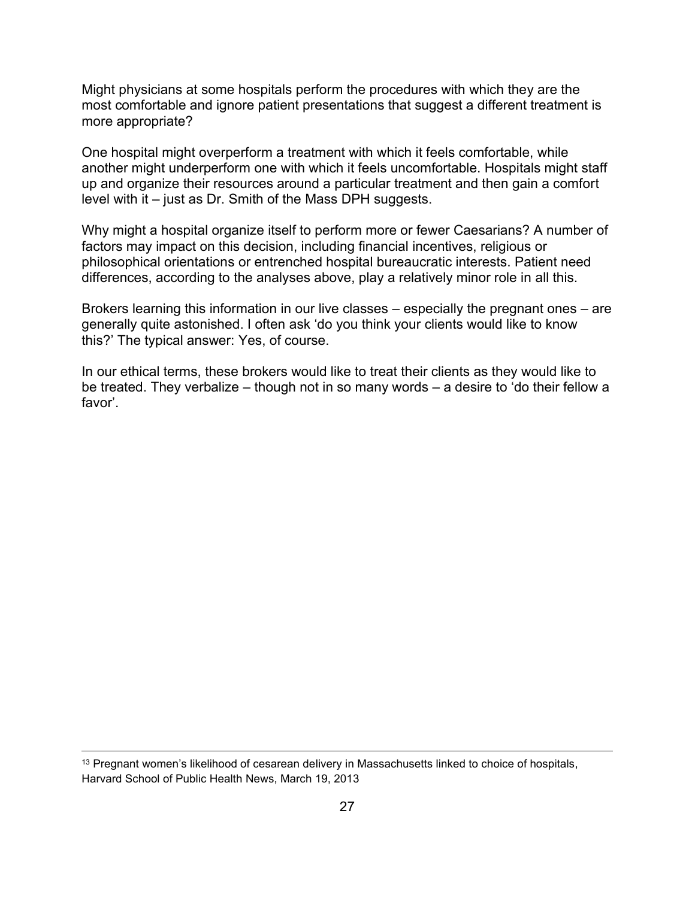Might physicians at some hospitals perform the procedures with which they are the most comfortable and ignore patient presentations that suggest a different treatment is more appropriate?

One hospital might overperform a treatment with which it feels comfortable, while another might underperform one with which it feels uncomfortable. Hospitals might staff up and organize their resources around a particular treatment and then gain a comfort level with it – just as Dr. Smith of the Mass DPH suggests.

Why might a hospital organize itself to perform more or fewer Caesarians? A number of factors may impact on this decision, including financial incentives, religious or philosophical orientations or entrenched hospital bureaucratic interests. Patient need differences, according to the analyses above, play a relatively minor role in all this.

Brokers learning this information in our live classes – especially the pregnant ones – are generally quite astonished. I often ask 'do you think your clients would like to know this?' The typical answer: Yes, of course.

In our ethical terms, these brokers would like to treat their clients as they would like to be treated. They verbalize – though not in so many words – a desire to 'do their fellow a favor'.

---

[13] Pregnant women's likelihood of cesarean delivery in Massachusetts linked to choice of hospitals, Harvard School of Public Health News, March 19, 2013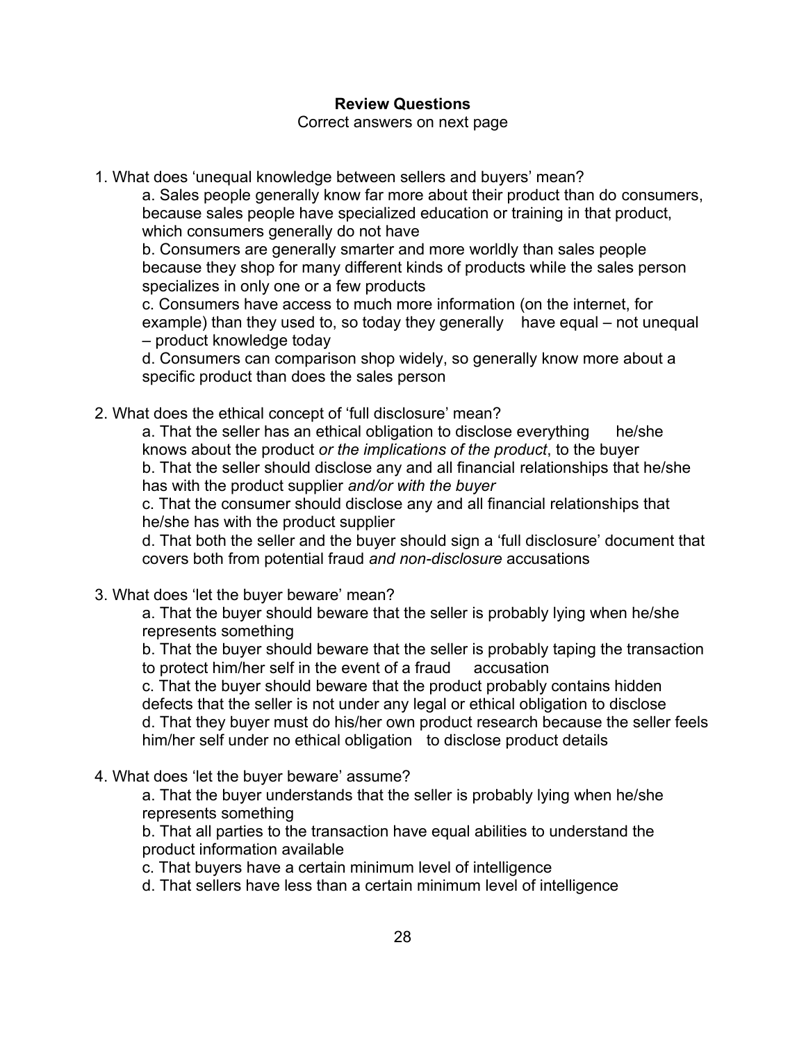**Review Questions**

Correct answers on next page

1. What does 'unequal knowledge between sellers and buyers' mean?

   a. Sales people generally know far more about their product than do consumers, because sales people have specialized education or training in that product, which consumers generally do not have

   b. Consumers are generally smarter and more worldly than sales people because they shop for many different kinds of products while the sales person specializes in only one or a few products

   c. Consumers have access to much more information (on the internet, for example) than they used to, so today they generally have equal – not unequal – product knowledge today

   d. Consumers can comparison shop widely, so generally know more about a specific product than does the sales person

2. What does the ethical concept of 'full disclosure' mean?

   a. That the seller has an ethical obligation to disclose everything he/she knows about the product *or the implications of the product*, to the buyer

   b. That the seller should disclose any and all financial relationships that he/she has with the product supplier *and/or with the buyer*

   c. That the consumer should disclose any and all financial relationships that he/she has with the product supplier

   d. That both the seller and the buyer should sign a 'full disclosure' document that covers both from potential fraud *and non-disclosure* accusations

3. What does 'let the buyer beware' mean?

   a. That the buyer should beware that the seller is probably lying when he/she represents something

   b. That the buyer should beware that the seller is probably taping the transaction to protect him/her self in the event of a fraud accusation

   c. That the buyer should beware that the product probably contains hidden defects that the seller is not under any legal or ethical obligation to disclose

   d. That they buyer must do his/her own product research because the seller feels him/her self under no ethical obligation to disclose product details

4. What does 'let the buyer beware' assume?

   a. That the buyer understands that the seller is probably lying when he/she represents something

   b. That all parties to the transaction have equal abilities to understand the product information available

   c. That buyers have a certain minimum level of intelligence

   d. That sellers have less than a certain minimum level of intelligence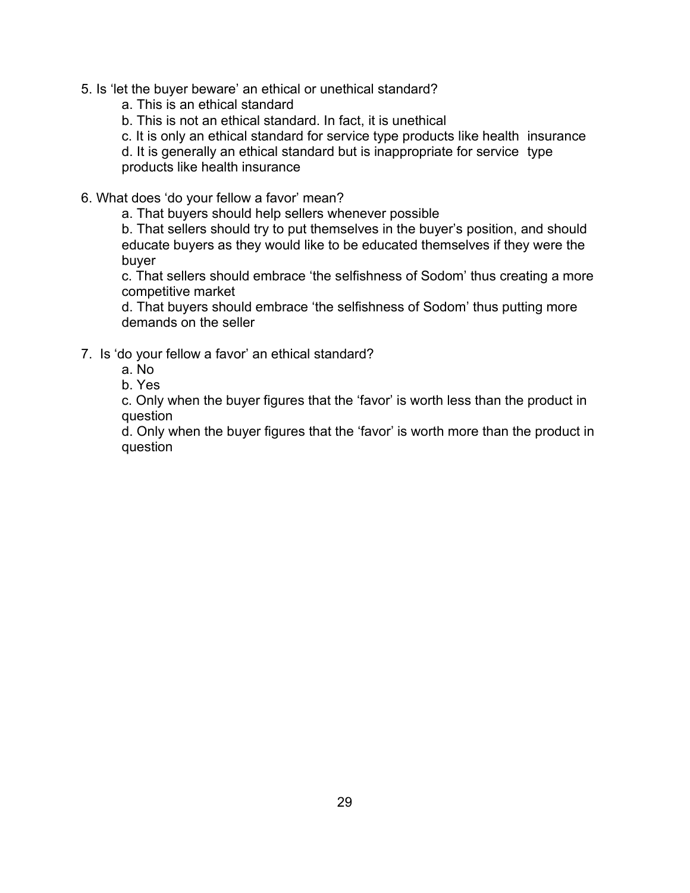5. Is 'let the buyer beware' an ethical or unethical standard?
   a. This is an ethical standard
   b. This is not an ethical standard. In fact, it is unethical
   c. It is only an ethical standard for service type products like health insurance
   d. It is generally an ethical standard but is inappropriate for service type products like health insurance

6. What does 'do your fellow a favor' mean?
   a. That buyers should help sellers whenever possible
   b. That sellers should try to put themselves in the buyer's position, and should educate buyers as they would like to be educated themselves if they were the buyer
   c. That sellers should embrace 'the selfishness of Sodom' thus creating a more competitive market
   d. That buyers should embrace 'the selfishness of Sodom' thus putting more demands on the seller

7. Is 'do your fellow a favor' an ethical standard?
   a. No
   b. Yes
   c. Only when the buyer figures that the 'favor' is worth less than the product in question
   d. Only when the buyer figures that the 'favor' is worth more than the product in question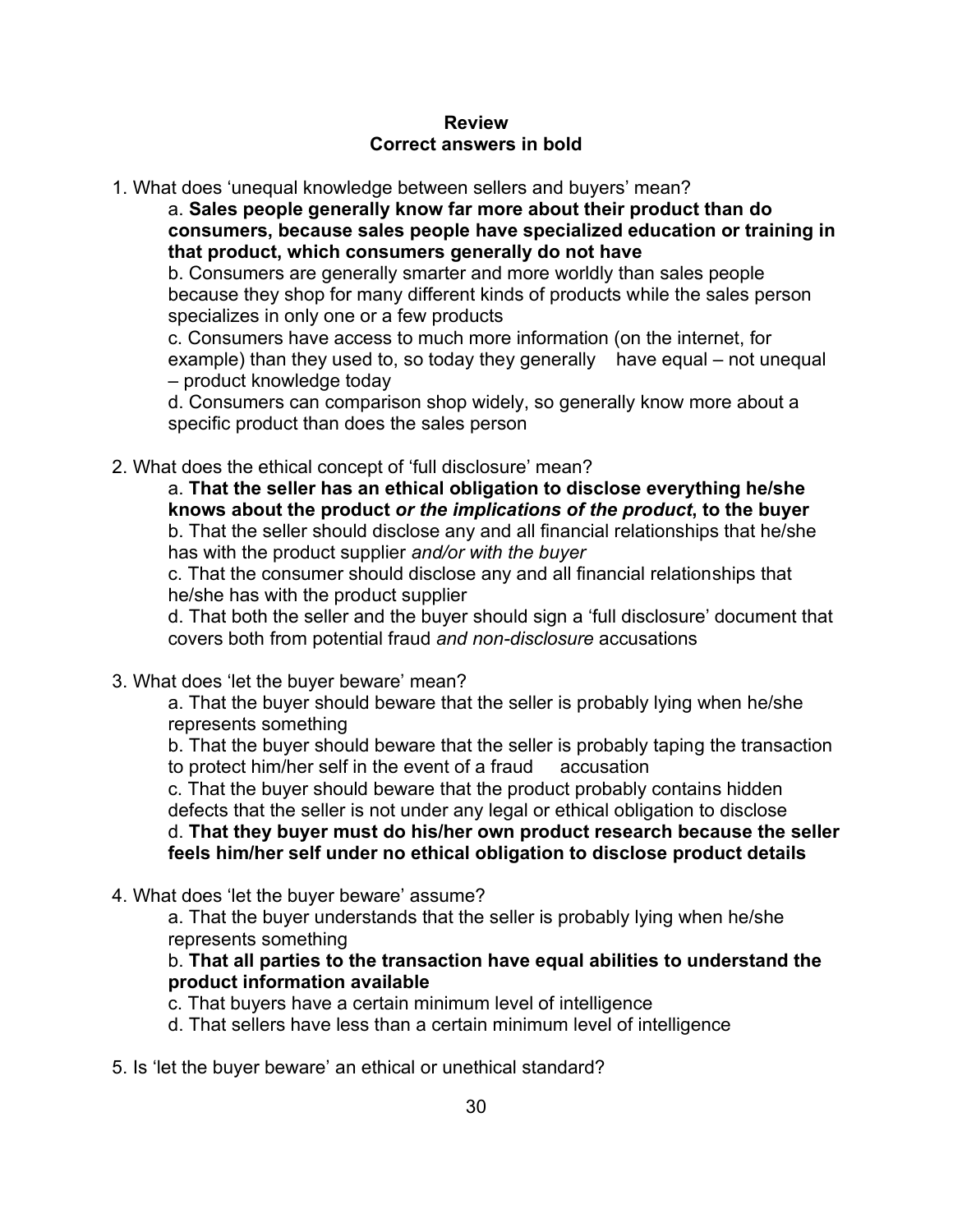**Review**
**Correct answers in bold**

1. What does 'unequal knowledge between sellers and buyers' mean?

   a. **Sales people generally know far more about their product than do consumers, because sales people have specialized education or training in that product, which consumers generally do not have**

   b. Consumers are generally smarter and more worldly than sales people because they shop for many different kinds of products while the sales person specializes in only one or a few products

   c. Consumers have access to much more information (on the internet, for example) than they used to, so today they generally have equal – not unequal – product knowledge today

   d. Consumers can comparison shop widely, so generally know more about a specific product than does the sales person

2. What does the ethical concept of 'full disclosure' mean?

   a. **That the seller has an ethical obligation to disclose everything he/she knows about the product *or the implications of the product*, to the buyer**

   b. That the seller should disclose any and all financial relationships that he/she has with the product supplier *and/or with the buyer*

   c. That the consumer should disclose any and all financial relationships that he/she has with the product supplier

   d. That both the seller and the buyer should sign a 'full disclosure' document that covers both from potential fraud *and non-disclosure* accusations

3. What does 'let the buyer beware' mean?

   a. That the buyer should beware that the seller is probably lying when he/she represents something

   b. That the buyer should beware that the seller is probably taping the transaction to protect him/her self in the event of a fraud accusation

   c. That the buyer should beware that the product probably contains hidden defects that the seller is not under any legal or ethical obligation to disclose

   d. **That they buyer must do his/her own product research because the seller feels him/her self under no ethical obligation to disclose product details**

4. What does 'let the buyer beware' assume?

   a. That the buyer understands that the seller is probably lying when he/she represents something

   b. **That all parties to the transaction have equal abilities to understand the product information available**

   c. That buyers have a certain minimum level of intelligence

   d. That sellers have less than a certain minimum level of intelligence

5. Is 'let the buyer beware' an ethical or unethical standard?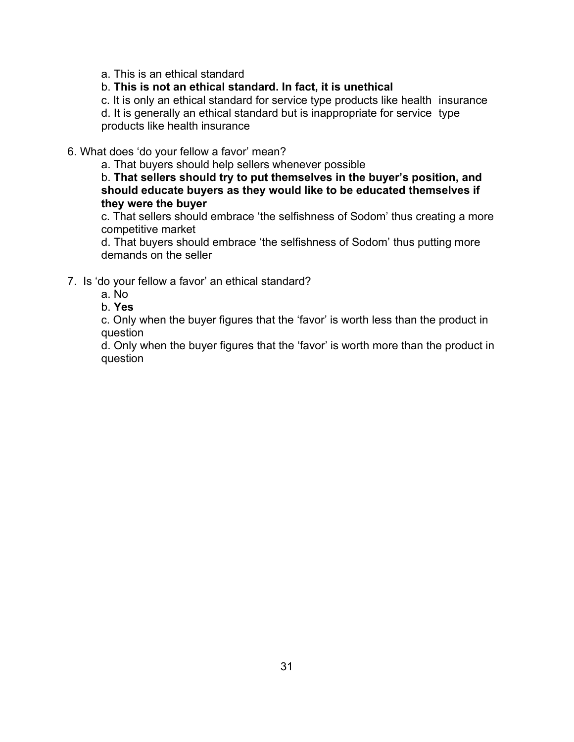a. This is an ethical standard

b. **This is not an ethical standard. In fact, it is unethical**

c. It is only an ethical standard for service type products like health insurance

d. It is generally an ethical standard but is inappropriate for service type products like health insurance

6. What does 'do your fellow a favor' mean?

a. That buyers should help sellers whenever possible

b. **That sellers should try to put themselves in the buyer's position, and should educate buyers as they would like to be educated themselves if they were the buyer**

c. That sellers should embrace 'the selfishness of Sodom' thus creating a more competitive market

d. That buyers should embrace 'the selfishness of Sodom' thus putting more demands on the seller

7. Is 'do your fellow a favor' an ethical standard?

a. No

b. **Yes**

c. Only when the buyer figures that the 'favor' is worth less than the product in question

d. Only when the buyer figures that the 'favor' is worth more than the product in question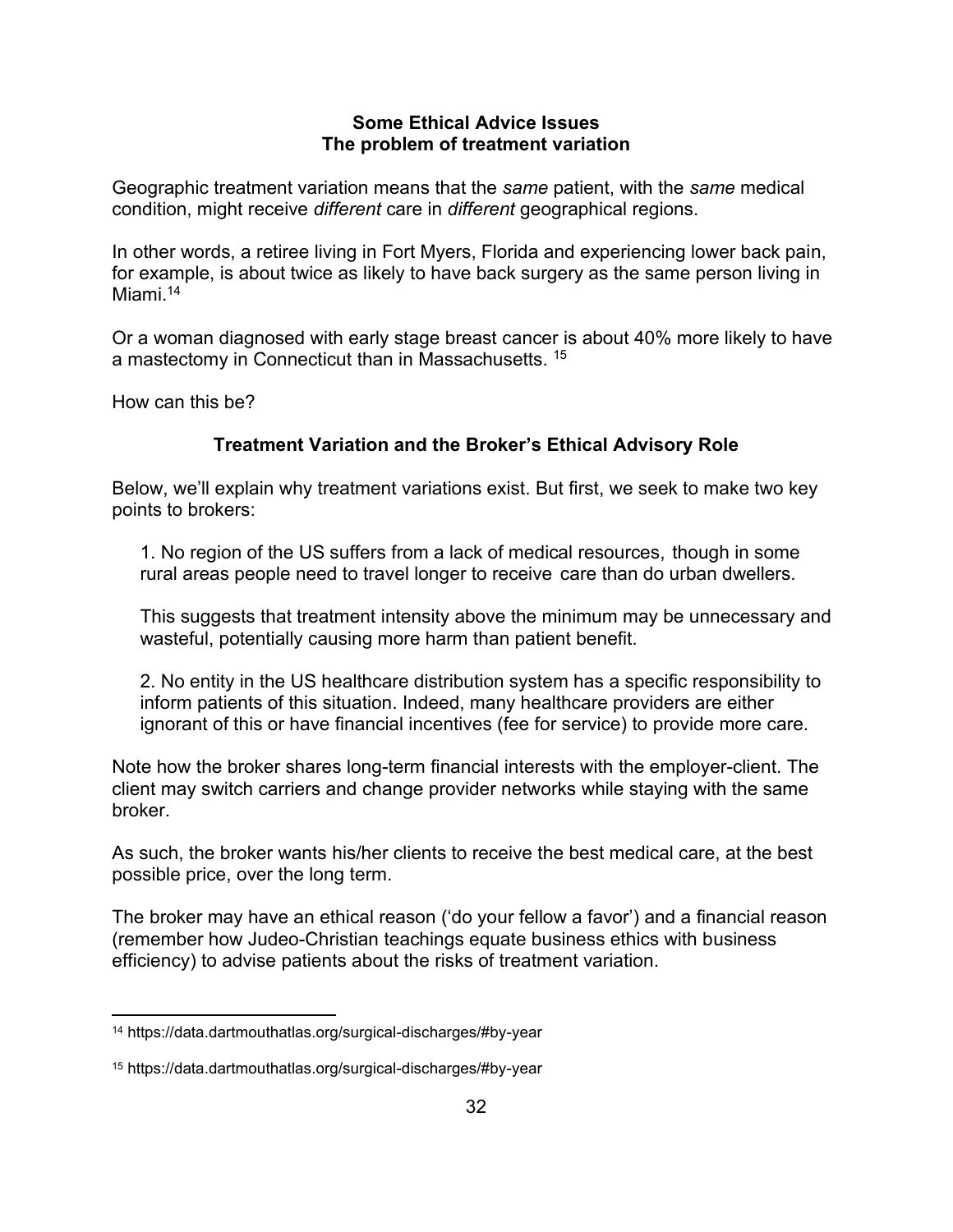## Some Ethical Advice Issues
## The problem of treatment variation

Geographic treatment variation means that the *same* patient, with the *same* medical condition, might receive *different* care in *different* geographical regions.

In other words, a retiree living in Fort Myers, Florida and experiencing lower back pain, for example, is about twice as likely to have back surgery as the same person living in Miami.[14]

Or a woman diagnosed with early stage breast cancer is about 40% more likely to have a mastectomy in Connecticut than in Massachusetts. [15]

How can this be?

### Treatment Variation and the Broker's Ethical Advisory Role

Below, we'll explain why treatment variations exist. But first, we seek to make two key points to brokers:

1. No region of the US suffers from a lack of medical resources, though in some rural areas people need to travel longer to receive care than do urban dwellers.

   This suggests that treatment intensity above the minimum may be unnecessary and wasteful, potentially causing more harm than patient benefit.

2. No entity in the US healthcare distribution system has a specific responsibility to inform patients of this situation. Indeed, many healthcare providers are either ignorant of this or have financial incentives (fee for service) to provide more care.

Note how the broker shares long-term financial interests with the employer-client. The client may switch carriers and change provider networks while staying with the same broker.

As such, the broker wants his/her clients to receive the best medical care, at the best possible price, over the long term.

The broker may have an ethical reason ('do your fellow a favor') and a financial reason (remember how Judeo-Christian teachings equate business ethics with business efficiency) to advise patients about the risks of treatment variation.

---

[14] https://data.dartmouthatlas.org/surgical-discharges/#by-year

[15] https://data.dartmouthatlas.org/surgical-discharges/#by-year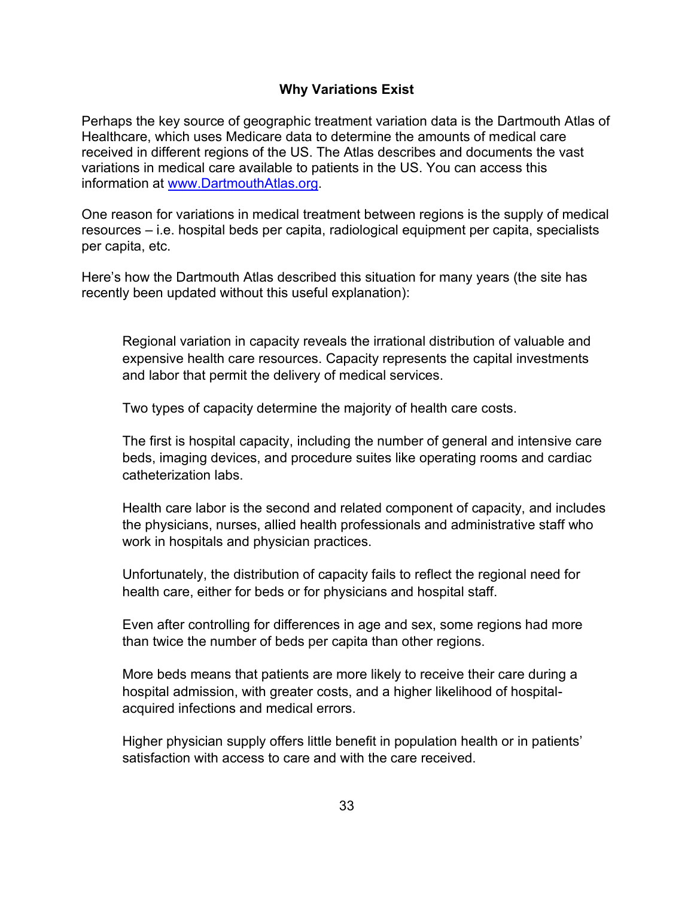## Why Variations Exist

Perhaps the key source of geographic treatment variation data is the Dartmouth Atlas of Healthcare, which uses Medicare data to determine the amounts of medical care received in different regions of the US. The Atlas describes and documents the vast variations in medical care available to patients in the US. You can access this information at [www.DartmouthAtlas.org](http://www.DartmouthAtlas.org).

One reason for variations in medical treatment between regions is the supply of medical resources – i.e. hospital beds per capita, radiological equipment per capita, specialists per capita, etc.

Here's how the Dartmouth Atlas described this situation for many years (the site has recently been updated without this useful explanation):

> Regional variation in capacity reveals the irrational distribution of valuable and expensive health care resources. Capacity represents the capital investments and labor that permit the delivery of medical services.
>
> Two types of capacity determine the majority of health care costs.
>
> The first is hospital capacity, including the number of general and intensive care beds, imaging devices, and procedure suites like operating rooms and cardiac catheterization labs.
>
> Health care labor is the second and related component of capacity, and includes the physicians, nurses, allied health professionals and administrative staff who work in hospitals and physician practices.
>
> Unfortunately, the distribution of capacity fails to reflect the regional need for health care, either for beds or for physicians and hospital staff.
>
> Even after controlling for differences in age and sex, some regions had more than twice the number of beds per capita than other regions.
>
> More beds means that patients are more likely to receive their care during a hospital admission, with greater costs, and a higher likelihood of hospital-acquired infections and medical errors.
>
> Higher physician supply offers little benefit in population health or in patients' satisfaction with access to care and with the care received.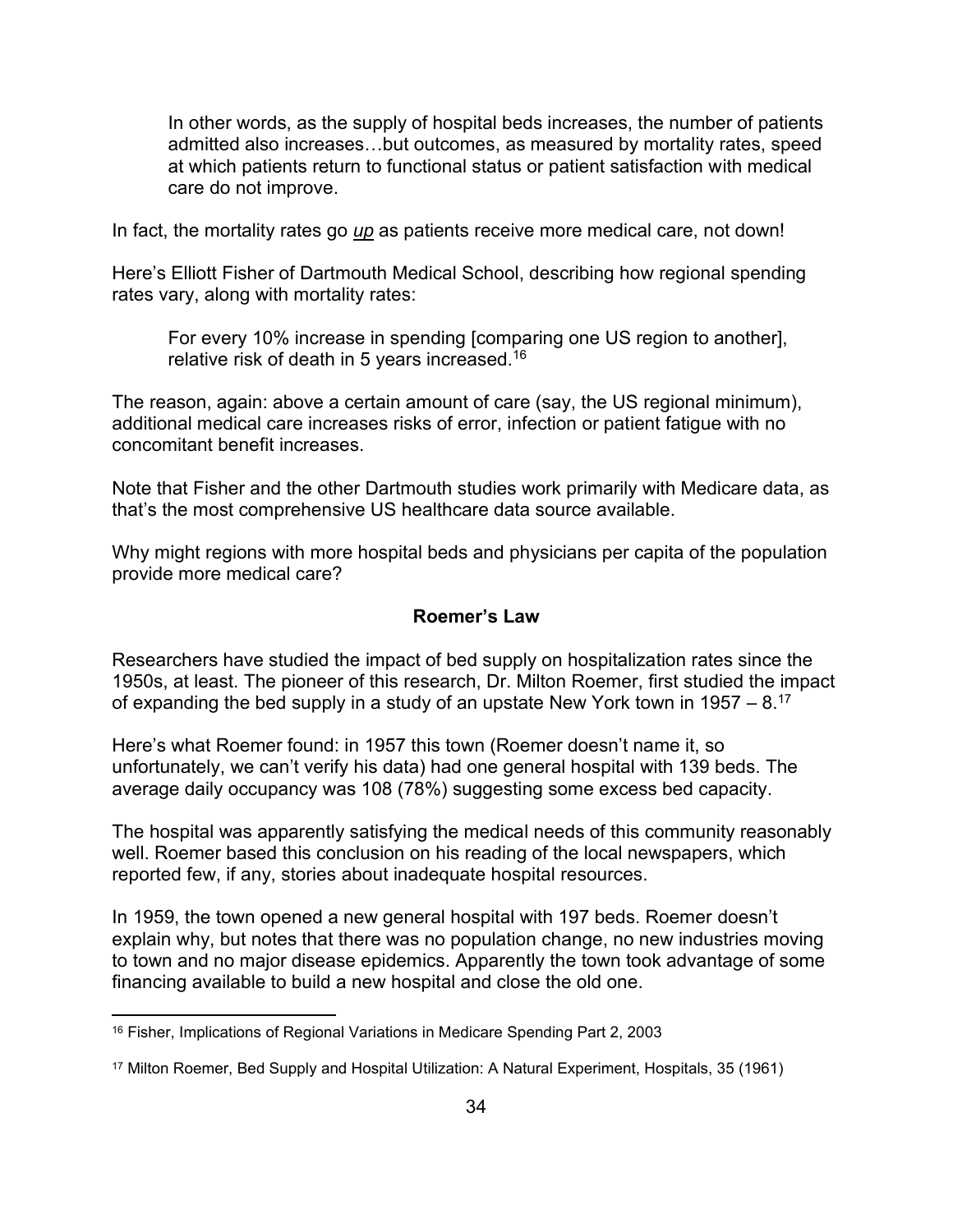> In other words, as the supply of hospital beds increases, the number of patients admitted also increases…but outcomes, as measured by mortality rates, speed at which patients return to functional status or patient satisfaction with medical care do not improve.

In fact, the mortality rates go *__up__* as patients receive more medical care, not down!

Here's Elliott Fisher of Dartmouth Medical School, describing how regional spending rates vary, along with mortality rates:

> For every 10% increase in spending [comparing one US region to another], relative risk of death in 5 years increased.[16]

The reason, again: above a certain amount of care (say, the US regional minimum), additional medical care increases risks of error, infection or patient fatigue with no concomitant benefit increases.

Note that Fisher and the other Dartmouth studies work primarily with Medicare data, as that's the most comprehensive US healthcare data source available.

Why might regions with more hospital beds and physicians per capita of the population provide more medical care?

## Roemer's Law

Researchers have studied the impact of bed supply on hospitalization rates since the 1950s, at least. The pioneer of this research, Dr. Milton Roemer, first studied the impact of expanding the bed supply in a study of an upstate New York town in 1957 – 8.[17]

Here's what Roemer found: in 1957 this town (Roemer doesn't name it, so unfortunately, we can't verify his data) had one general hospital with 139 beds. The average daily occupancy was 108 (78%) suggesting some excess bed capacity.

The hospital was apparently satisfying the medical needs of this community reasonably well. Roemer based this conclusion on his reading of the local newspapers, which reported few, if any, stories about inadequate hospital resources.

In 1959, the town opened a new general hospital with 197 beds. Roemer doesn't explain why, but notes that there was no population change, no new industries moving to town and no major disease epidemics. Apparently the town took advantage of some financing available to build a new hospital and close the old one.

---

[16] Fisher, Implications of Regional Variations in Medicare Spending Part 2, 2003

[17] Milton Roemer, Bed Supply and Hospital Utilization: A Natural Experiment, Hospitals, 35 (1961)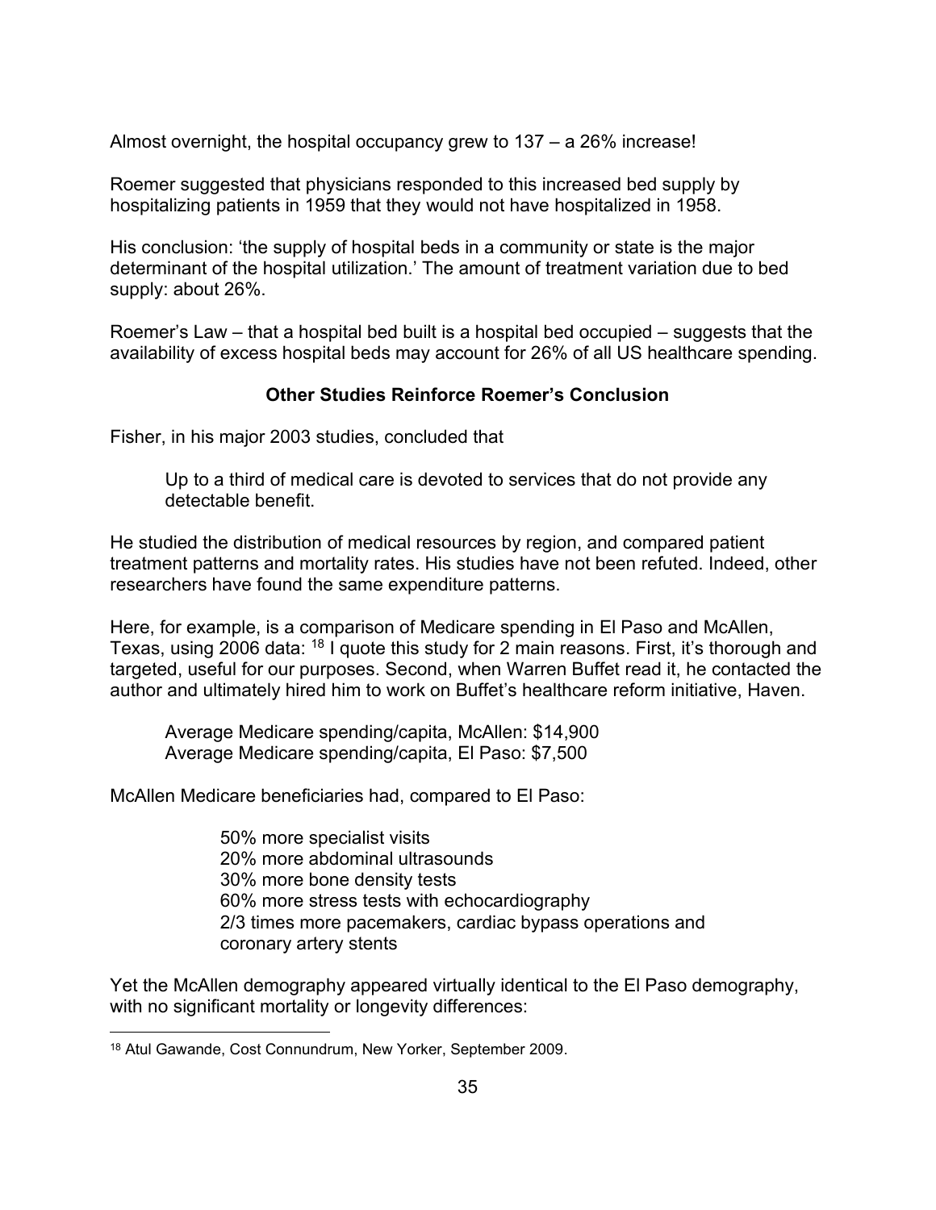Almost overnight, the hospital occupancy grew to 137 – a 26% increase!

Roemer suggested that physicians responded to this increased bed supply by hospitalizing patients in 1959 that they would not have hospitalized in 1958.

His conclusion: 'the supply of hospital beds in a community or state is the major determinant of the hospital utilization.' The amount of treatment variation due to bed supply: about 26%.

Roemer's Law – that a hospital bed built is a hospital bed occupied – suggests that the availability of excess hospital beds may account for 26% of all US healthcare spending.

### Other Studies Reinforce Roemer's Conclusion

Fisher, in his major 2003 studies, concluded that

> Up to a third of medical care is devoted to services that do not provide any detectable benefit.

He studied the distribution of medical resources by region, and compared patient treatment patterns and mortality rates. His studies have not been refuted. Indeed, other researchers have found the same expenditure patterns.

Here, for example, is a comparison of Medicare spending in El Paso and McAllen, Texas, using 2006 data: [18] I quote this study for 2 main reasons. First, it's thorough and targeted, useful for our purposes. Second, when Warren Buffet read it, he contacted the author and ultimately hired him to work on Buffet's healthcare reform initiative, Haven.

> Average Medicare spending/capita, McAllen: $14,900
> Average Medicare spending/capita, El Paso: $7,500

McAllen Medicare beneficiaries had, compared to El Paso:

> 50% more specialist visits
> 20% more abdominal ultrasounds
> 30% more bone density tests
> 60% more stress tests with echocardiography
> 2/3 times more pacemakers, cardiac bypass operations and coronary artery stents

Yet the McAllen demography appeared virtually identical to the El Paso demography, with no significant mortality or longevity differences:

---

[18] Atul Gawande, Cost Connundrum, New Yorker, September 2009.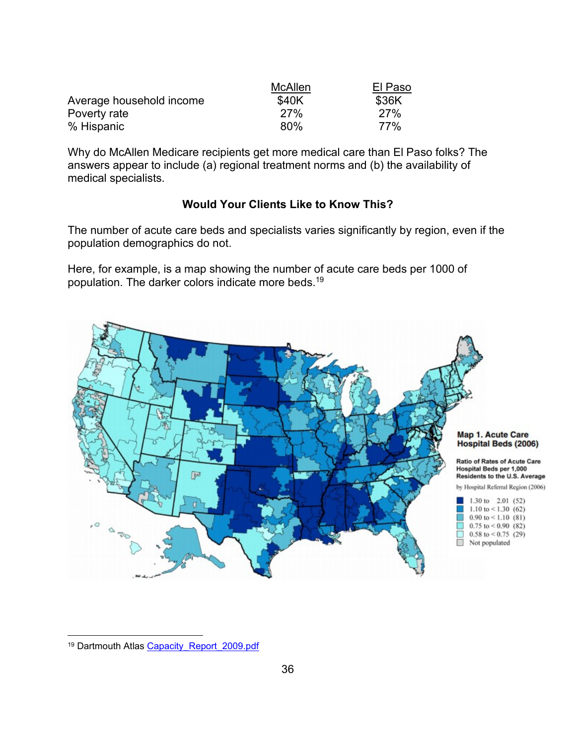| | McAllen | El Paso |
|---|---|---|
| Average household income | $40K | $36K |
| Poverty rate | 27% | 27% |
| % Hispanic | 80% | 77% |

Why do McAllen Medicare recipients get more medical care than El Paso folks? The answers appear to include (a) regional treatment norms and (b) the availability of medical specialists.

**Would Your Clients Like to Know This?**

The number of acute care beds and specialists varies significantly by region, even if the population demographics do not.

Here, for example, is a map showing the number of acute care beds per 1000 of population. The darker colors indicate more beds.[19]

[19] Dartmouth Atlas Capacity_Report_2009.pdf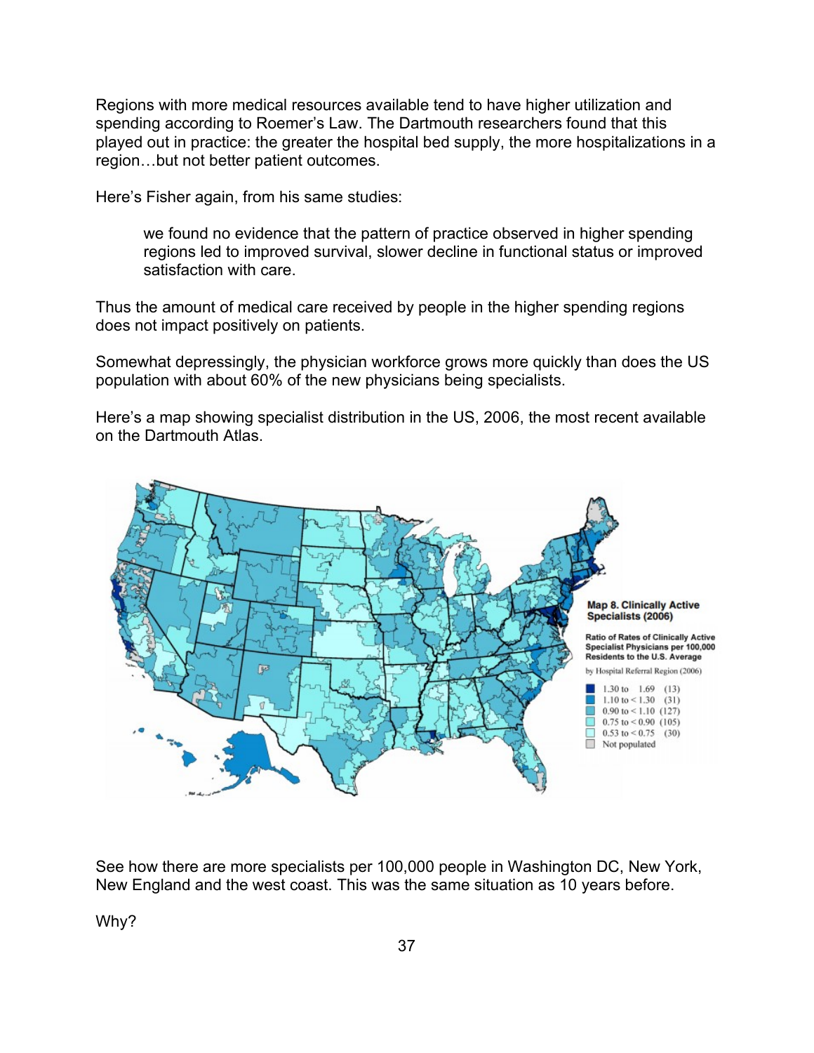Regions with more medical resources available tend to have higher utilization and spending according to Roemer's Law. The Dartmouth researchers found that this played out in practice: the greater the hospital bed supply, the more hospitalizations in a region…but not better patient outcomes.

Here's Fisher again, from his same studies:

> we found no evidence that the pattern of practice observed in higher spending regions led to improved survival, slower decline in functional status or improved satisfaction with care.

Thus the amount of medical care received by people in the higher spending regions does not impact positively on patients.

Somewhat depressingly, the physician workforce grows more quickly than does the US population with about 60% of the new physicians being specialists.

Here's a map showing specialist distribution in the US, 2006, the most recent available on the Dartmouth Atlas.

**Map 8. Clinically Active Specialists (2006)**

**Ratio of Rates of Clinically Active Specialist Physicians per 100,000 Residents to the U.S. Average**

by Hospital Referral Region (2006)

- 1.30 to 1.69 (13)
- 1.10 to < 1.30 (31)
- 0.90 to < 1.10 (127)
- 0.75 to < 0.90 (105)
- 0.53 to < 0.75 (30)
- Not populated

See how there are more specialists per 100,000 people in Washington DC, New York, New England and the west coast. This was the same situation as 10 years before.

Why?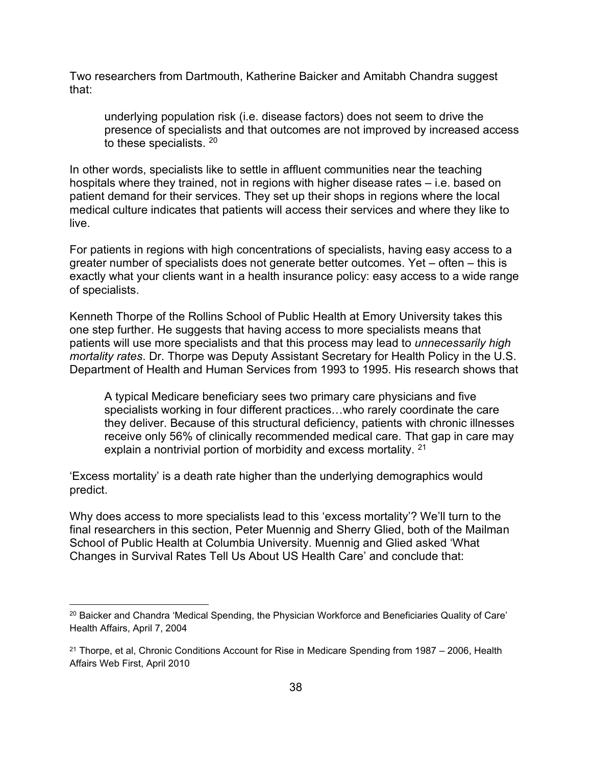Two researchers from Dartmouth, Katherine Baicker and Amitabh Chandra suggest that:

> underlying population risk (i.e. disease factors) does not seem to drive the presence of specialists and that outcomes are not improved by increased access to these specialists. [20]

In other words, specialists like to settle in affluent communities near the teaching hospitals where they trained, not in regions with higher disease rates – i.e. based on patient demand for their services. They set up their shops in regions where the local medical culture indicates that patients will access their services and where they like to live.

For patients in regions with high concentrations of specialists, having easy access to a greater number of specialists does not generate better outcomes. Yet – often – this is exactly what your clients want in a health insurance policy: easy access to a wide range of specialists.

Kenneth Thorpe of the Rollins School of Public Health at Emory University takes this one step further. He suggests that having access to more specialists means that patients will use more specialists and that this process may lead to *unnecessarily high mortality rates*. Dr. Thorpe was Deputy Assistant Secretary for Health Policy in the U.S. Department of Health and Human Services from 1993 to 1995. His research shows that

> A typical Medicare beneficiary sees two primary care physicians and five specialists working in four different practices…who rarely coordinate the care they deliver. Because of this structural deficiency, patients with chronic illnesses receive only 56% of clinically recommended medical care. That gap in care may explain a nontrivial portion of morbidity and excess mortality. [21]

'Excess mortality' is a death rate higher than the underlying demographics would predict.

Why does access to more specialists lead to this 'excess mortality'? We'll turn to the final researchers in this section, Peter Muennig and Sherry Glied, both of the Mailman School of Public Health at Columbia University. Muennig and Glied asked 'What Changes in Survival Rates Tell Us About US Health Care' and conclude that:

---

[20] Baicker and Chandra 'Medical Spending, the Physician Workforce and Beneficiaries Quality of Care' Health Affairs, April 7, 2004

[21] Thorpe, et al, Chronic Conditions Account for Rise in Medicare Spending from 1987 – 2006, Health Affairs Web First, April 2010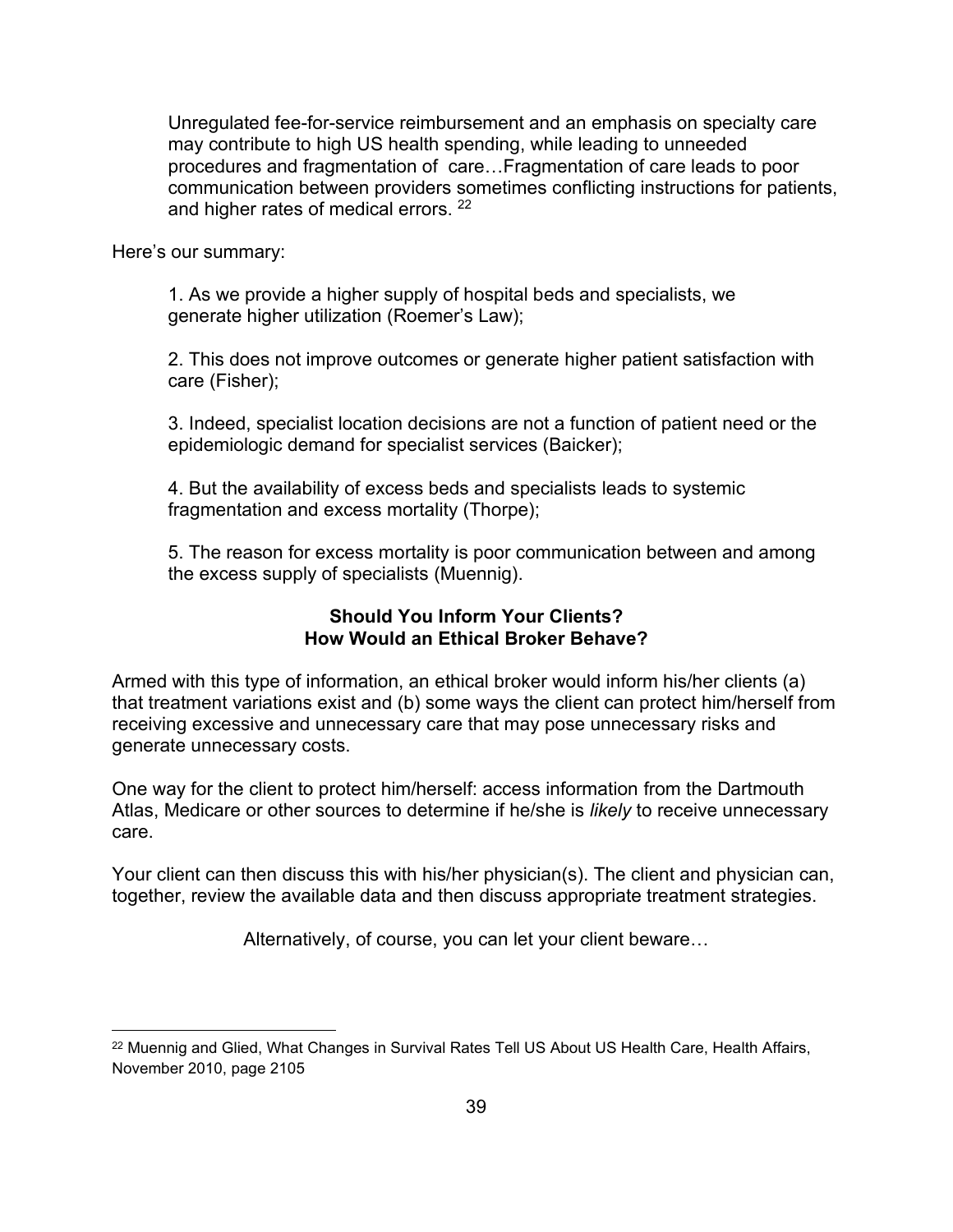> Unregulated fee-for-service reimbursement and an emphasis on specialty care may contribute to high US health spending, while leading to unneeded procedures and fragmentation of care…Fragmentation of care leads to poor communication between providers sometimes conflicting instructions for patients, and higher rates of medical errors. [22]

Here's our summary:

> 1. As we provide a higher supply of hospital beds and specialists, we generate higher utilization (Roemer's Law);
>
> 2. This does not improve outcomes or generate higher patient satisfaction with care (Fisher);
>
> 3. Indeed, specialist location decisions are not a function of patient need or the epidemiologic demand for specialist services (Baicker);
>
> 4. But the availability of excess beds and specialists leads to systemic fragmentation and excess mortality (Thorpe);
>
> 5. The reason for excess mortality is poor communication between and among the excess supply of specialists (Muennig).

**Should You Inform Your Clients?**
**How Would an Ethical Broker Behave?**

Armed with this type of information, an ethical broker would inform his/her clients (a) that treatment variations exist and (b) some ways the client can protect him/herself from receiving excessive and unnecessary care that may pose unnecessary risks and generate unnecessary costs.

One way for the client to protect him/herself: access information from the Dartmouth Atlas, Medicare or other sources to determine if he/she is *likely* to receive unnecessary care.

Your client can then discuss this with his/her physician(s). The client and physician can, together, review the available data and then discuss appropriate treatment strategies.

Alternatively, of course, you can let your client beware…

---

[22] Muennig and Glied, What Changes in Survival Rates Tell US About US Health Care, Health Affairs, November 2010, page 2105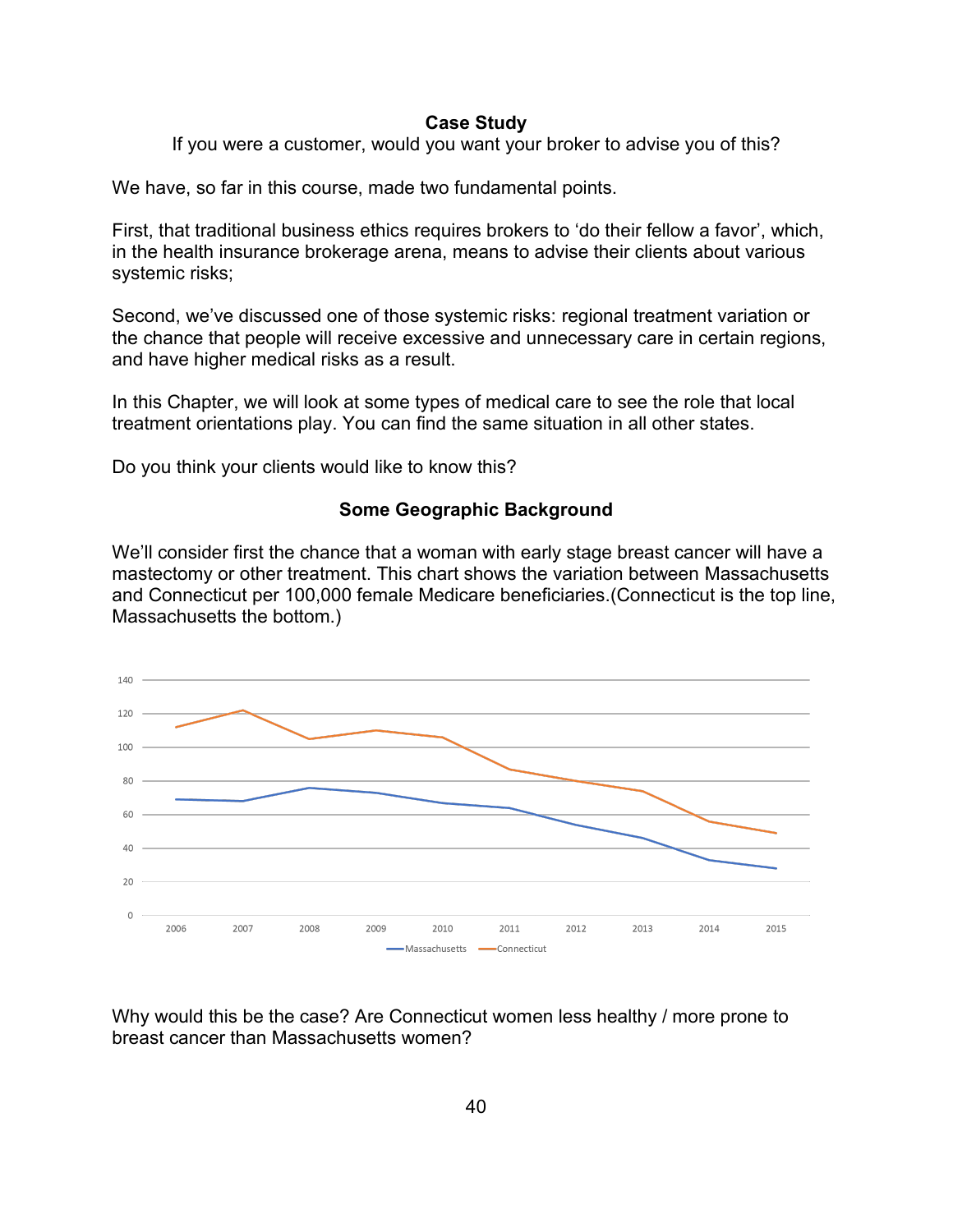**Case Study**

If you were a customer, would you want your broker to advise you of this?

We have, so far in this course, made two fundamental points.

First, that traditional business ethics requires brokers to 'do their fellow a favor', which, in the health insurance brokerage arena, means to advise their clients about various systemic risks;

Second, we've discussed one of those systemic risks: regional treatment variation or the chance that people will receive excessive and unnecessary care in certain regions, and have higher medical risks as a result.

In this Chapter, we will look at some types of medical care to see the role that local treatment orientations play. You can find the same situation in all other states.

Do you think your clients would like to know this?

**Some Geographic Background**

We'll consider first the chance that a woman with early stage breast cancer will have a mastectomy or other treatment. This chart shows the variation between Massachusetts and Connecticut per 100,000 female Medicare beneficiaries.(Connecticut is the top line, Massachusetts the bottom.)

Why would this be the case? Are Connecticut women less healthy / more prone to breast cancer than Massachusetts women?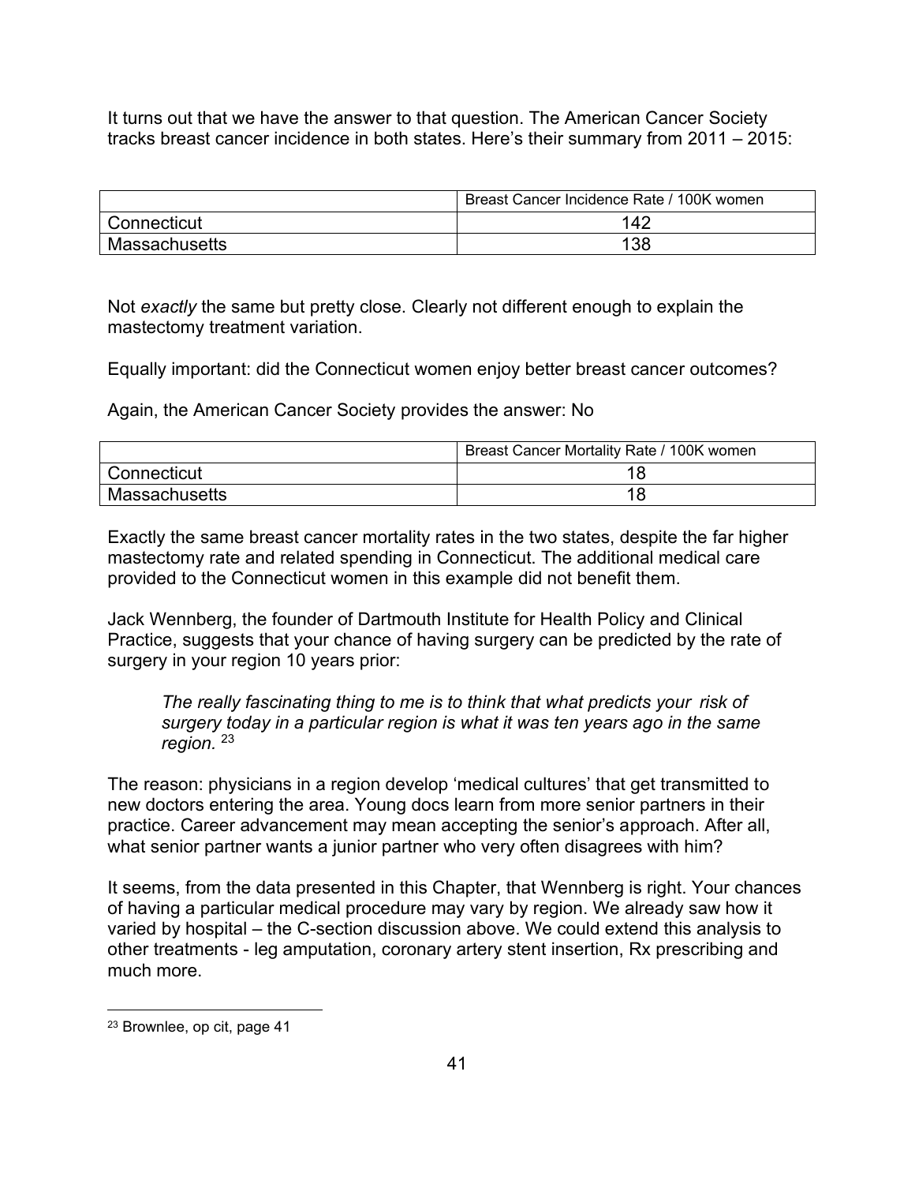It turns out that we have the answer to that question. The American Cancer Society tracks breast cancer incidence in both states. Here's their summary from 2011 – 2015:

| | Breast Cancer Incidence Rate / 100K women |
|---|---|
| Connecticut | 142 |
| Massachusetts | 138 |

Not *exactly* the same but pretty close. Clearly not different enough to explain the mastectomy treatment variation.

Equally important: did the Connecticut women enjoy better breast cancer outcomes?

Again, the American Cancer Society provides the answer: No

| | Breast Cancer Mortality Rate / 100K women |
|---|---|
| Connecticut | 18 |
| Massachusetts | 18 |

Exactly the same breast cancer mortality rates in the two states, despite the far higher mastectomy rate and related spending in Connecticut. The additional medical care provided to the Connecticut women in this example did not benefit them.

Jack Wennberg, the founder of Dartmouth Institute for Health Policy and Clinical Practice, suggests that your chance of having surgery can be predicted by the rate of surgery in your region 10 years prior:

> *The really fascinating thing to me is to think that what predicts your risk of surgery today in a particular region is what it was ten years ago in the same region.* [23]

The reason: physicians in a region develop 'medical cultures' that get transmitted to new doctors entering the area. Young docs learn from more senior partners in their practice. Career advancement may mean accepting the senior's approach. After all, what senior partner wants a junior partner who very often disagrees with him?

It seems, from the data presented in this Chapter, that Wennberg is right. Your chances of having a particular medical procedure may vary by region. We already saw how it varied by hospital – the C-section discussion above. We could extend this analysis to other treatments - leg amputation, coronary artery stent insertion, Rx prescribing and much more.

---

[23] Brownlee, op cit, page 41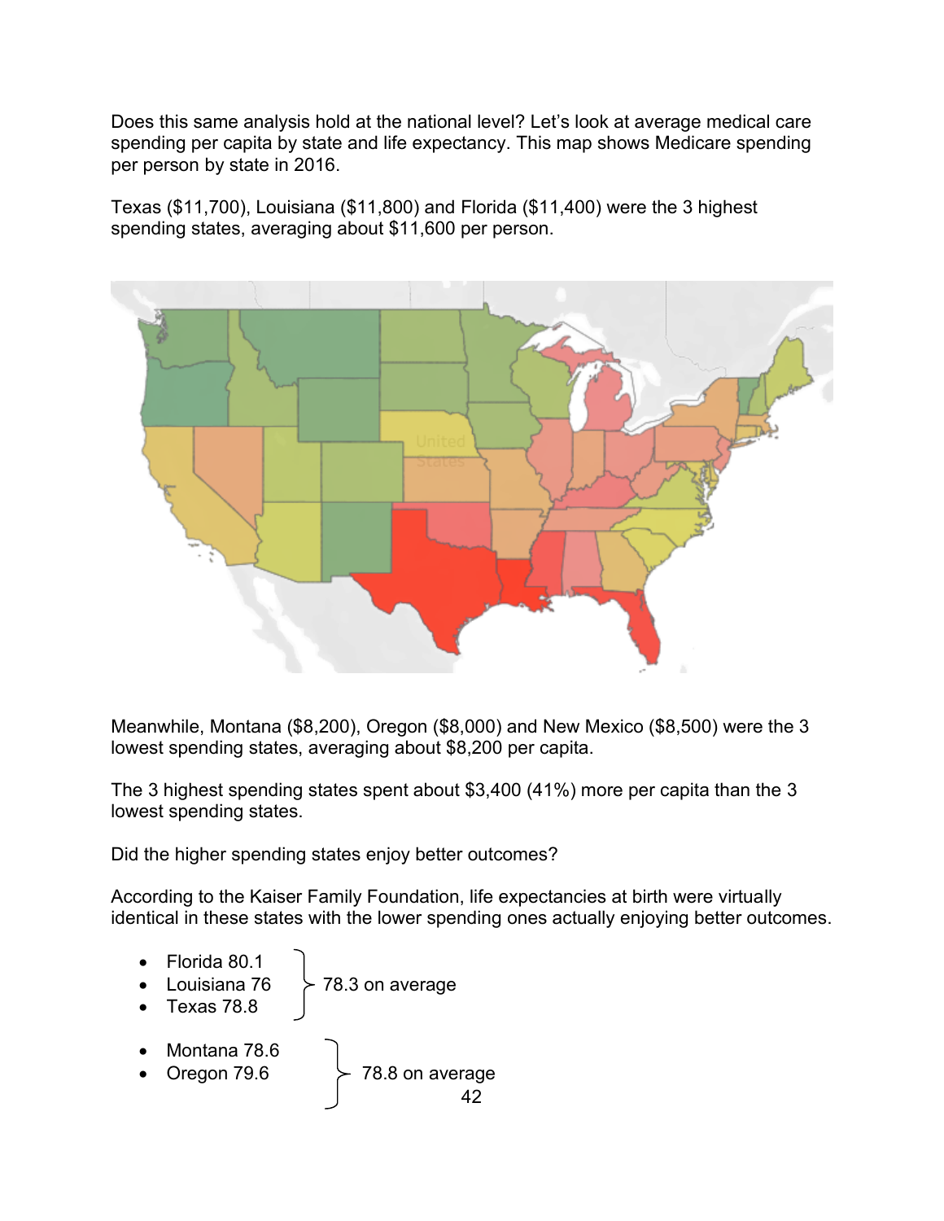Does this same analysis hold at the national level? Let's look at average medical care spending per capita by state and life expectancy. This map shows Medicare spending per person by state in 2016.

Texas ($11,700), Louisiana ($11,800) and Florida ($11,400) were the 3 highest spending states, averaging about $11,600 per person.

Meanwhile, Montana ($8,200), Oregon ($8,000) and New Mexico ($8,500) were the 3 lowest spending states, averaging about $8,200 per capita.

The 3 highest spending states spent about $3,400 (41%) more per capita than the 3 lowest spending states.

Did the higher spending states enjoy better outcomes?

According to the Kaiser Family Foundation, life expectancies at birth were virtually identical in these states with the lower spending ones actually enjoying better outcomes.

- Florida 80.1
- Louisiana 76
- Texas 78.8

78.3 on average

- Montana 78.6
- Oregon 79.6

78.8 on average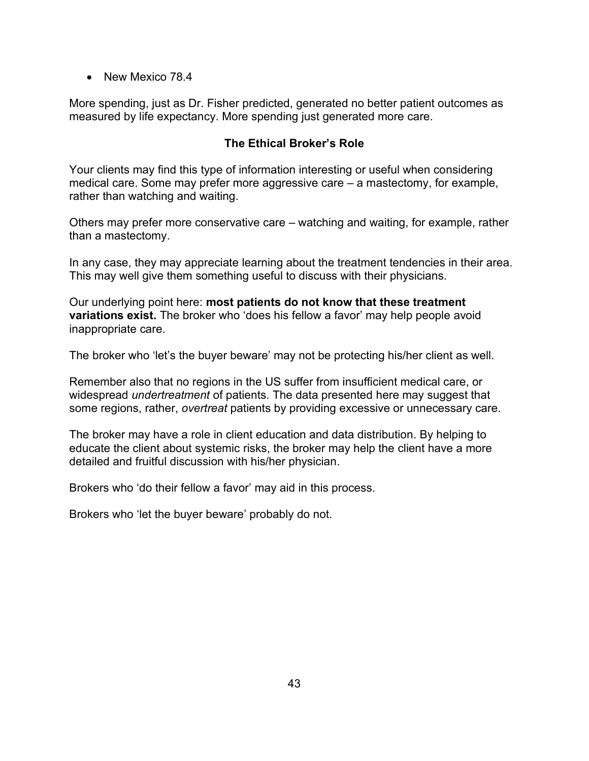- New Mexico 78.4

More spending, just as Dr. Fisher predicted, generated no better patient outcomes as measured by life expectancy. More spending just generated more care.

## The Ethical Broker's Role

Your clients may find this type of information interesting or useful when considering medical care. Some may prefer more aggressive care – a mastectomy, for example, rather than watching and waiting.

Others may prefer more conservative care – watching and waiting, for example, rather than a mastectomy.

In any case, they may appreciate learning about the treatment tendencies in their area. This may well give them something useful to discuss with their physicians.

Our underlying point here: **most patients do not know that these treatment variations exist.** The broker who 'does his fellow a favor' may help people avoid inappropriate care.

The broker who 'let's the buyer beware' may not be protecting his/her client as well.

Remember also that no regions in the US suffer from insufficient medical care, or widespread *undertreatment* of patients. The data presented here may suggest that some regions, rather, *overtreat* patients by providing excessive or unnecessary care.

The broker may have a role in client education and data distribution. By helping to educate the client about systemic risks, the broker may help the client have a more detailed and fruitful discussion with his/her physician.

Brokers who 'do their fellow a favor' may aid in this process.

Brokers who 'let the buyer beware' probably do not.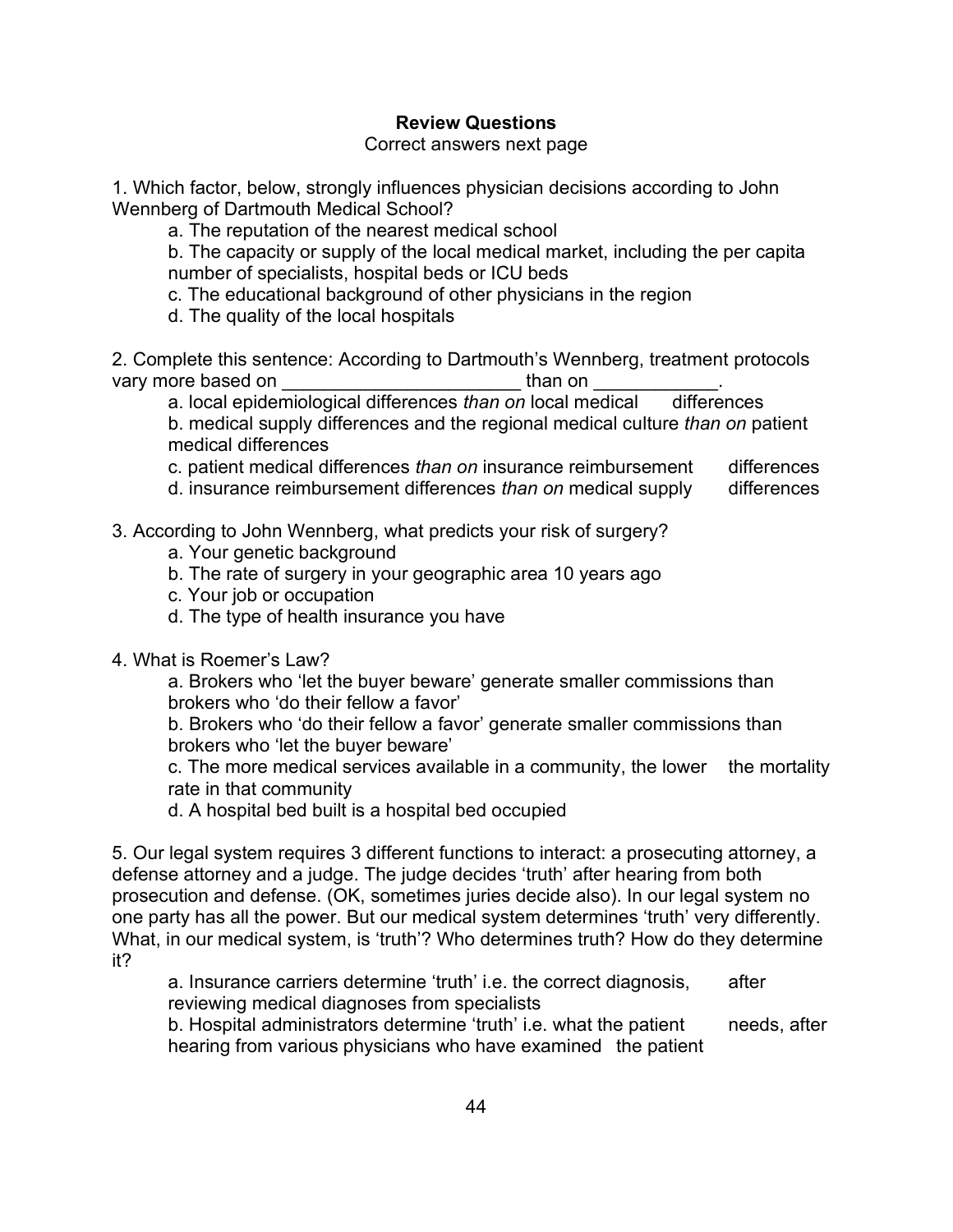**Review Questions**

Correct answers next page

1. Which factor, below, strongly influences physician decisions according to John Wennberg of Dartmouth Medical School?

   a. The reputation of the nearest medical school

   b. The capacity or supply of the local medical market, including the per capita number of specialists, hospital beds or ICU beds

   c. The educational background of other physicians in the region

   d. The quality of the local hospitals

2. Complete this sentence: According to Dartmouth's Wennberg, treatment protocols vary more based on _______________________ than on ____________.

   a. local epidemiological differences *than on* local medical differences

   b. medical supply differences and the regional medical culture *than on* patient medical differences

   c. patient medical differences *than on* insurance reimbursement differences

   d. insurance reimbursement differences *than on* medical supply differences

3. According to John Wennberg, what predicts your risk of surgery?

   a. Your genetic background

   b. The rate of surgery in your geographic area 10 years ago

   c. Your job or occupation

   d. The type of health insurance you have

4. What is Roemer's Law?

   a. Brokers who 'let the buyer beware' generate smaller commissions than brokers who 'do their fellow a favor'

   b. Brokers who 'do their fellow a favor' generate smaller commissions than brokers who 'let the buyer beware'

   c. The more medical services available in a community, the lower the mortality rate in that community

   d. A hospital bed built is a hospital bed occupied

5. Our legal system requires 3 different functions to interact: a prosecuting attorney, a defense attorney and a judge. The judge decides 'truth' after hearing from both prosecution and defense. (OK, sometimes juries decide also). In our legal system no one party has all the power. But our medical system determines 'truth' very differently. What, in our medical system, is 'truth'? Who determines truth? How do they determine it?

   a. Insurance carriers determine 'truth' i.e. the correct diagnosis, after reviewing medical diagnoses from specialists

   b. Hospital administrators determine 'truth' i.e. what the patient needs, after hearing from various physicians who have examined the patient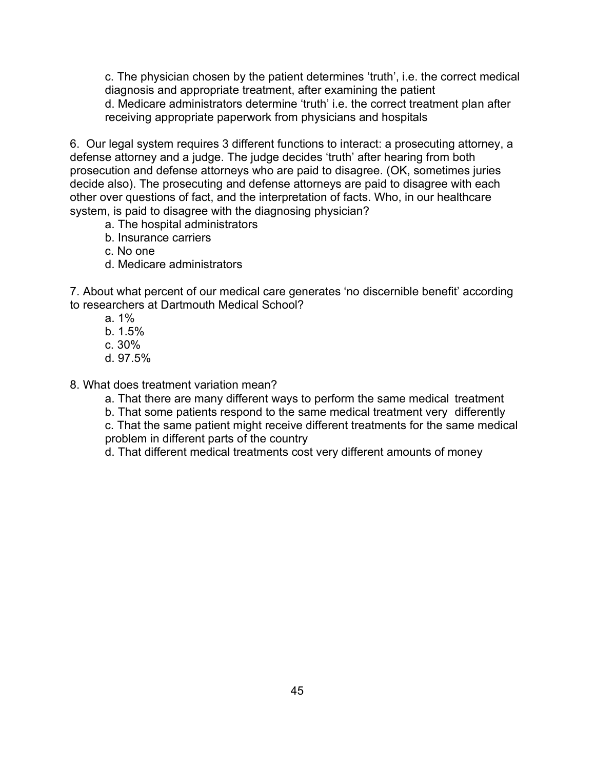c. The physician chosen by the patient determines 'truth', i.e. the correct medical diagnosis and appropriate treatment, after examining the patient

d. Medicare administrators determine 'truth' i.e. the correct treatment plan after receiving appropriate paperwork from physicians and hospitals

6. Our legal system requires 3 different functions to interact: a prosecuting attorney, a defense attorney and a judge. The judge decides 'truth' after hearing from both prosecution and defense attorneys who are paid to disagree. (OK, sometimes juries decide also). The prosecuting and defense attorneys are paid to disagree with each other over questions of fact, and the interpretation of facts. Who, in our healthcare system, is paid to disagree with the diagnosing physician?

   a. The hospital administrators
   b. Insurance carriers
   c. No one
   d. Medicare administrators

7. About what percent of our medical care generates 'no discernible benefit' according to researchers at Dartmouth Medical School?

   a. 1%
   b. 1.5%
   c. 30%
   d. 97.5%

8. What does treatment variation mean?

   a. That there are many different ways to perform the same medical treatment
   b. That some patients respond to the same medical treatment very differently
   c. That the same patient might receive different treatments for the same medical problem in different parts of the country
   d. That different medical treatments cost very different amounts of money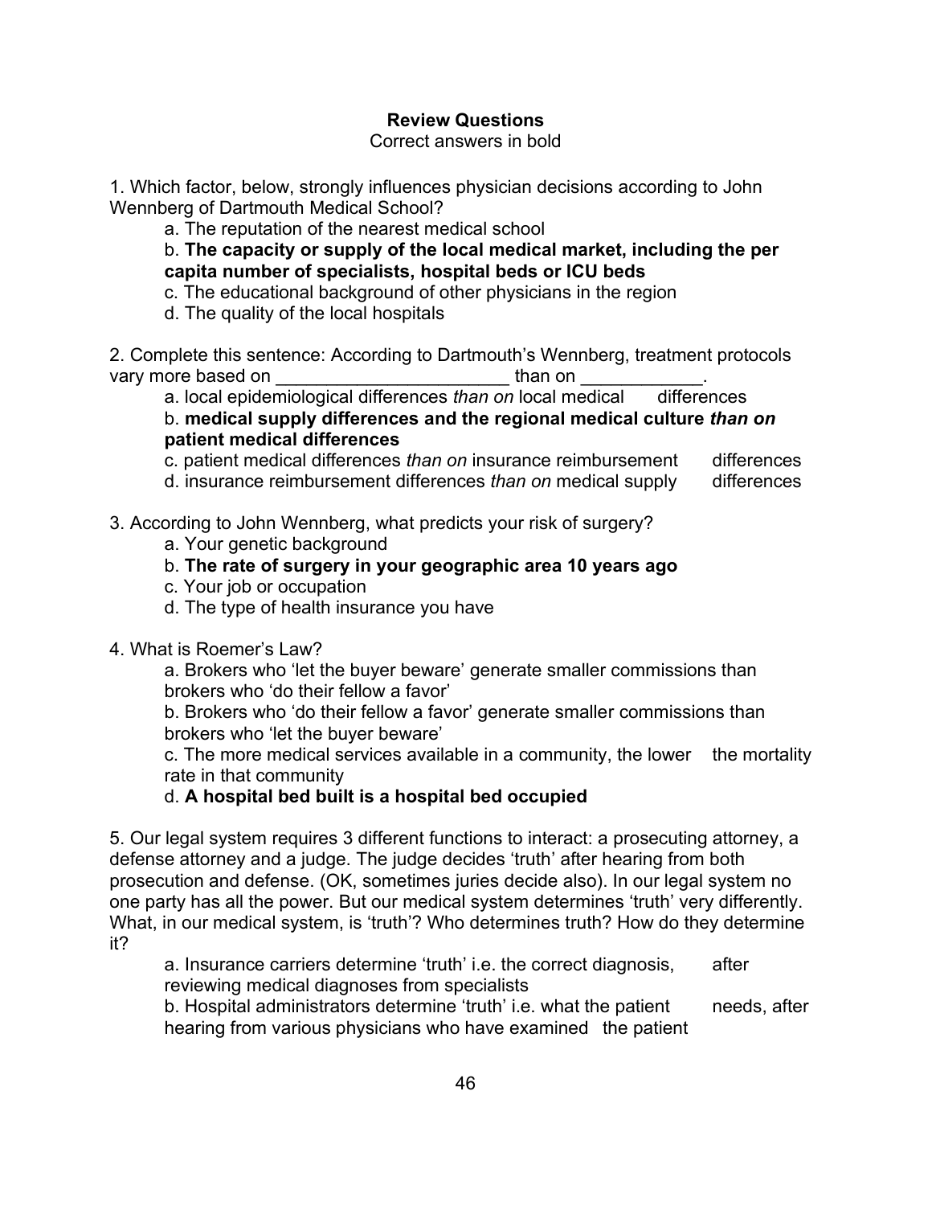**Review Questions**

Correct answers in bold

1. Which factor, below, strongly influences physician decisions according to John Wennberg of Dartmouth Medical School?

    a. The reputation of the nearest medical school

    b. **The capacity or supply of the local medical market, including the per capita number of specialists, hospital beds or ICU beds**

    c. The educational background of other physicians in the region

    d. The quality of the local hospitals

2. Complete this sentence: According to Dartmouth's Wennberg, treatment protocols vary more based on _______________________ than on ____________.

    a. local epidemiological differences *than on* local medical differences

    b. **medical supply differences and the regional medical culture *than on* patient medical differences**

    c. patient medical differences *than on* insurance reimbursement differences

    d. insurance reimbursement differences *than on* medical supply differences

3. According to John Wennberg, what predicts your risk of surgery?

    a. Your genetic background

    b. **The rate of surgery in your geographic area 10 years ago**

    c. Your job or occupation

    d. The type of health insurance you have

4. What is Roemer's Law?

    a. Brokers who 'let the buyer beware' generate smaller commissions than brokers who 'do their fellow a favor'

    b. Brokers who 'do their fellow a favor' generate smaller commissions than brokers who 'let the buyer beware'

    c. The more medical services available in a community, the lower the mortality rate in that community

    d. **A hospital bed built is a hospital bed occupied**

5. Our legal system requires 3 different functions to interact: a prosecuting attorney, a defense attorney and a judge. The judge decides 'truth' after hearing from both prosecution and defense. (OK, sometimes juries decide also). In our legal system no one party has all the power. But our medical system determines 'truth' very differently. What, in our medical system, is 'truth'? Who determines truth? How do they determine it?

    a. Insurance carriers determine 'truth' i.e. the correct diagnosis, after reviewing medical diagnoses from specialists

    b. Hospital administrators determine 'truth' i.e. what the patient needs, after hearing from various physicians who have examined the patient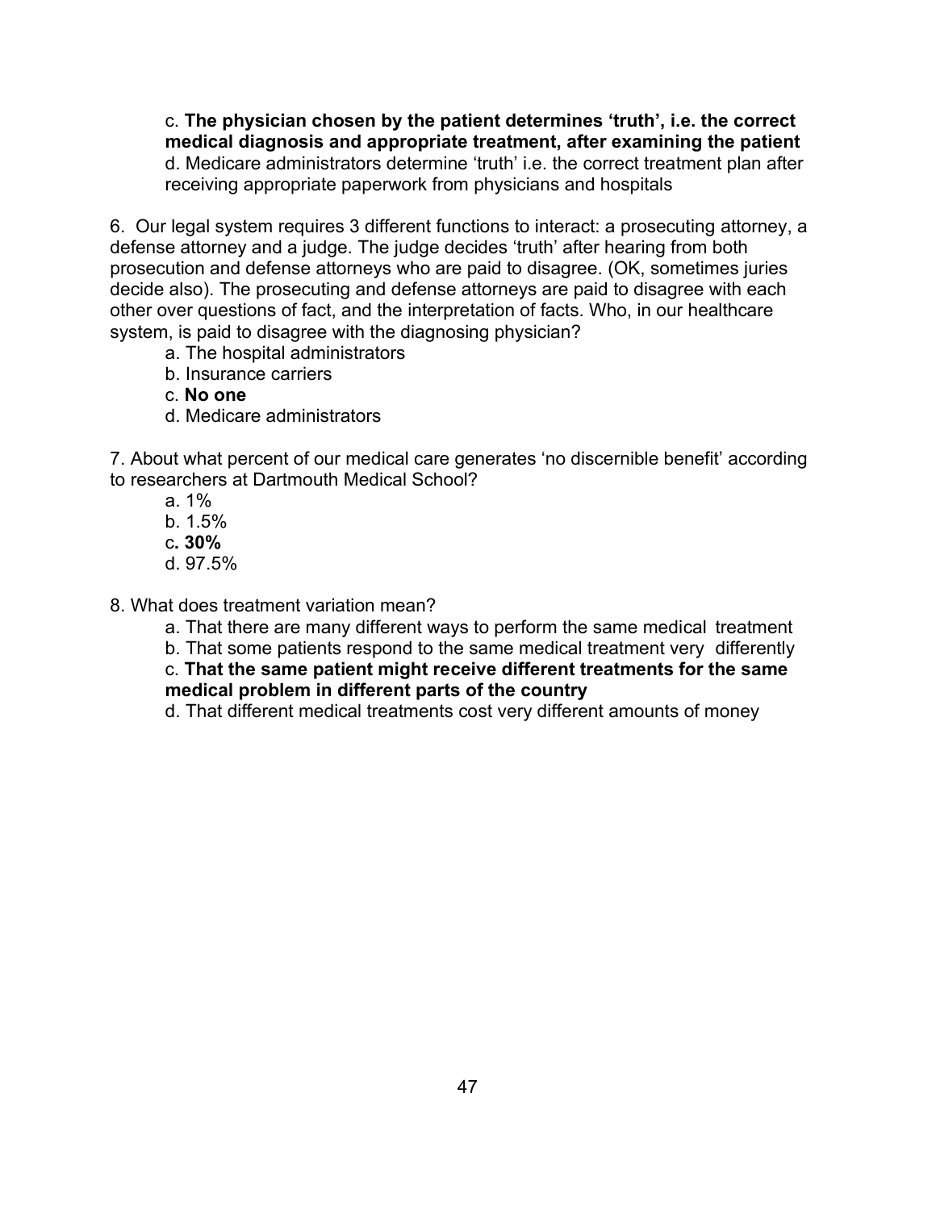c. **The physician chosen by the patient determines 'truth', i.e. the correct medical diagnosis and appropriate treatment, after examining the patient**
d. Medicare administrators determine 'truth' i.e. the correct treatment plan after receiving appropriate paperwork from physicians and hospitals

6. Our legal system requires 3 different functions to interact: a prosecuting attorney, a defense attorney and a judge. The judge decides 'truth' after hearing from both prosecution and defense attorneys who are paid to disagree. (OK, sometimes juries decide also). The prosecuting and defense attorneys are paid to disagree with each other over questions of fact, and the interpretation of facts. Who, in our healthcare system, is paid to disagree with the diagnosing physician?
   a. The hospital administrators
   b. Insurance carriers
   c. **No one**
   d. Medicare administrators

7. About what percent of our medical care generates 'no discernible benefit' according to researchers at Dartmouth Medical School?
   a. 1%
   b. 1.5%
   c**. 30%**
   d. 97.5%

8. What does treatment variation mean?
   a. That there are many different ways to perform the same medical treatment
   b. That some patients respond to the same medical treatment very differently
   c. **That the same patient might receive different treatments for the same medical problem in different parts of the country**
   d. That different medical treatments cost very different amounts of money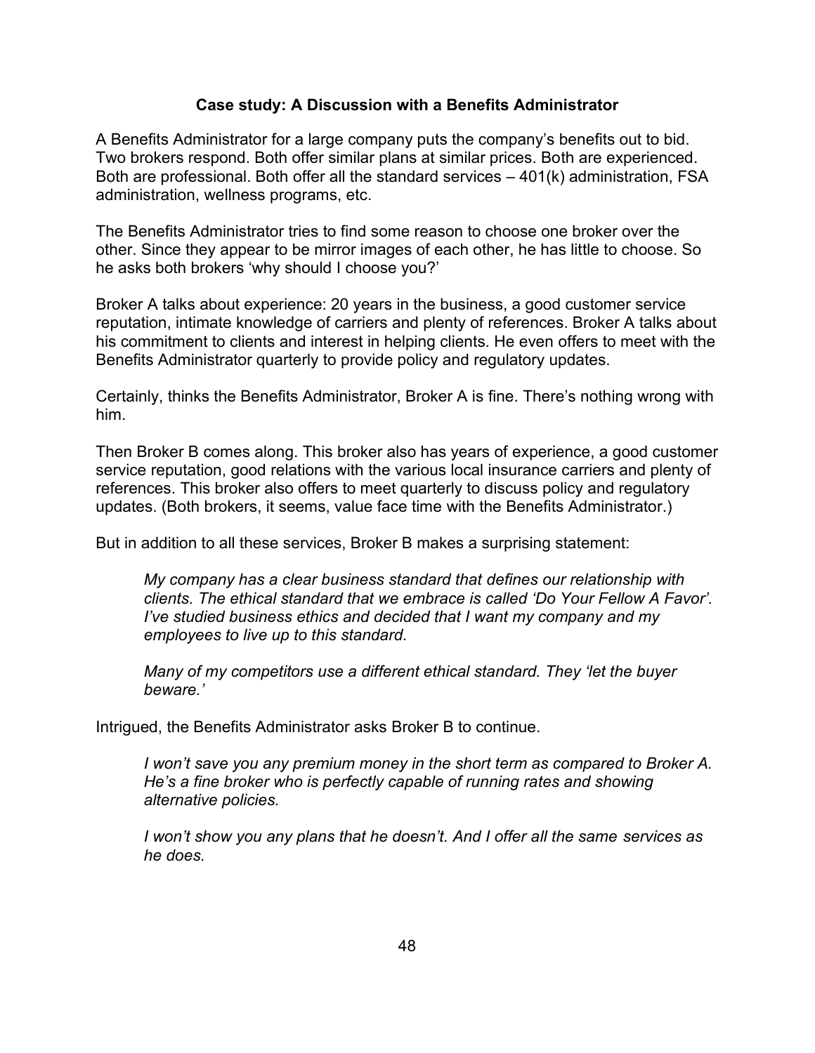### Case study: A Discussion with a Benefits Administrator

A Benefits Administrator for a large company puts the company's benefits out to bid. Two brokers respond. Both offer similar plans at similar prices. Both are experienced. Both are professional. Both offer all the standard services – 401(k) administration, FSA administration, wellness programs, etc.

The Benefits Administrator tries to find some reason to choose one broker over the other. Since they appear to be mirror images of each other, he has little to choose. So he asks both brokers 'why should I choose you?'

Broker A talks about experience: 20 years in the business, a good customer service reputation, intimate knowledge of carriers and plenty of references. Broker A talks about his commitment to clients and interest in helping clients. He even offers to meet with the Benefits Administrator quarterly to provide policy and regulatory updates.

Certainly, thinks the Benefits Administrator, Broker A is fine. There's nothing wrong with him.

Then Broker B comes along. This broker also has years of experience, a good customer service reputation, good relations with the various local insurance carriers and plenty of references. This broker also offers to meet quarterly to discuss policy and regulatory updates. (Both brokers, it seems, value face time with the Benefits Administrator.)

But in addition to all these services, Broker B makes a surprising statement:

> *My company has a clear business standard that defines our relationship with clients. The ethical standard that we embrace is called 'Do Your Fellow A Favor'. I've studied business ethics and decided that I want my company and my employees to live up to this standard.*
>
> *Many of my competitors use a different ethical standard. They 'let the buyer beware.'*

Intrigued, the Benefits Administrator asks Broker B to continue.

> *I won't save you any premium money in the short term as compared to Broker A. He's a fine broker who is perfectly capable of running rates and showing alternative policies.*
>
> *I won't show you any plans that he doesn't. And I offer all the same services as he does.*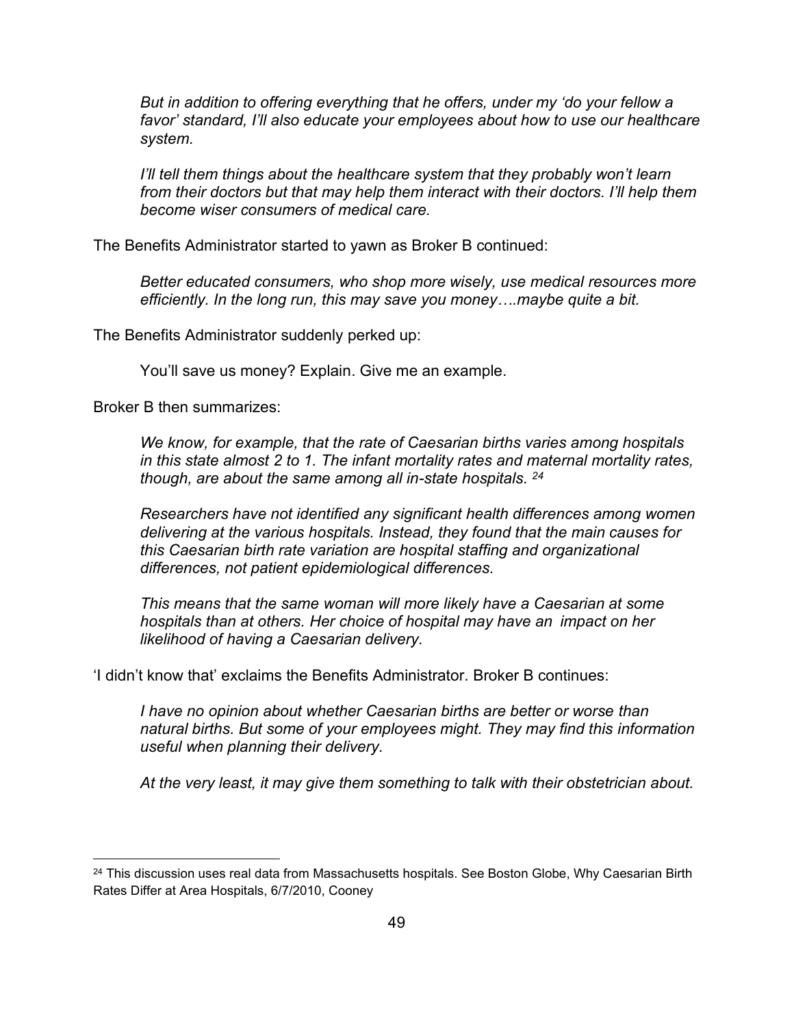*But in addition to offering everything that he offers, under my 'do your fellow a favor' standard, I'll also educate your employees about how to use our healthcare system.*

*I'll tell them things about the healthcare system that they probably won't learn from their doctors but that may help them interact with their doctors. I'll help them become wiser consumers of medical care.*

The Benefits Administrator started to yawn as Broker B continued:

*Better educated consumers, who shop more wisely, use medical resources more efficiently. In the long run, this may save you money….maybe quite a bit.*

The Benefits Administrator suddenly perked up:

You'll save us money? Explain. Give me an example.

Broker B then summarizes:

*We know, for example, that the rate of Caesarian births varies among hospitals in this state almost 2 to 1. The infant mortality rates and maternal mortality rates, though, are about the same among all in-state hospitals.* [24]

*Researchers have not identified any significant health differences among women delivering at the various hospitals. Instead, they found that the main causes for this Caesarian birth rate variation are hospital staffing and organizational differences, not patient epidemiological differences.*

*This means that the same woman will more likely have a Caesarian at some hospitals than at others. Her choice of hospital may have an impact on her likelihood of having a Caesarian delivery.*

'I didn't know that' exclaims the Benefits Administrator. Broker B continues:

*I have no opinion about whether Caesarian births are better or worse than natural births. But some of your employees might. They may find this information useful when planning their delivery.*

*At the very least, it may give them something to talk with their obstetrician about.*

---

[24] This discussion uses real data from Massachusetts hospitals. See Boston Globe, Why Caesarian Birth Rates Differ at Area Hospitals, 6/7/2010, Cooney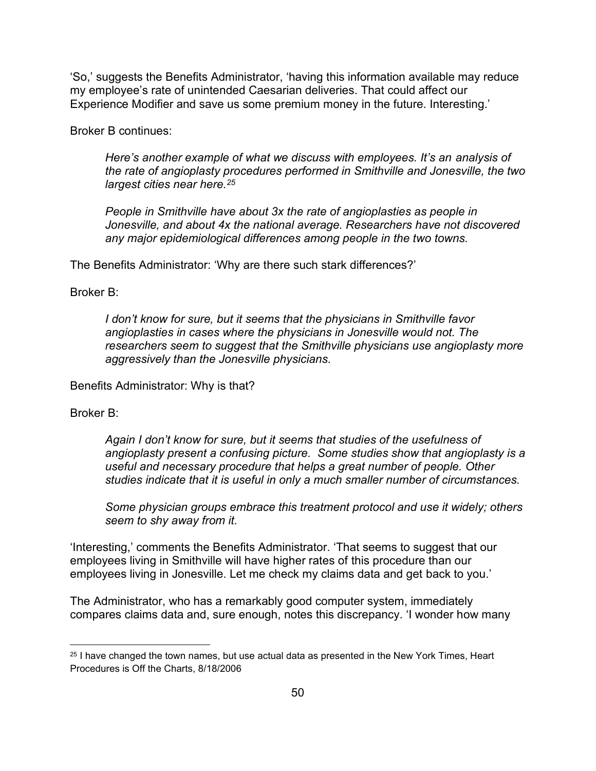'So,' suggests the Benefits Administrator, 'having this information available may reduce my employee's rate of unintended Caesarian deliveries. That could affect our Experience Modifier and save us some premium money in the future. Interesting.'

Broker B continues:

> *Here's another example of what we discuss with employees. It's an analysis of the rate of angioplasty procedures performed in Smithville and Jonesville, the two largest cities near here.*[25]
>
> *People in Smithville have about 3x the rate of angioplasties as people in Jonesville, and about 4x the national average. Researchers have not discovered any major epidemiological differences among people in the two towns.*

The Benefits Administrator: 'Why are there such stark differences?'

Broker B:

> *I don't know for sure, but it seems that the physicians in Smithville favor angioplasties in cases where the physicians in Jonesville would not. The researchers seem to suggest that the Smithville physicians use angioplasty more aggressively than the Jonesville physicians.*

Benefits Administrator: Why is that?

Broker B:

> *Again I don't know for sure, but it seems that studies of the usefulness of angioplasty present a confusing picture. Some studies show that angioplasty is a useful and necessary procedure that helps a great number of people. Other studies indicate that it is useful in only a much smaller number of circumstances.*
>
> *Some physician groups embrace this treatment protocol and use it widely; others seem to shy away from it.*

'Interesting,' comments the Benefits Administrator. 'That seems to suggest that our employees living in Smithville will have higher rates of this procedure than our employees living in Jonesville. Let me check my claims data and get back to you.'

The Administrator, who has a remarkably good computer system, immediately compares claims data and, sure enough, notes this discrepancy. 'I wonder how many

---

[25] I have changed the town names, but use actual data as presented in the New York Times, Heart Procedures is Off the Charts, 8/18/2006